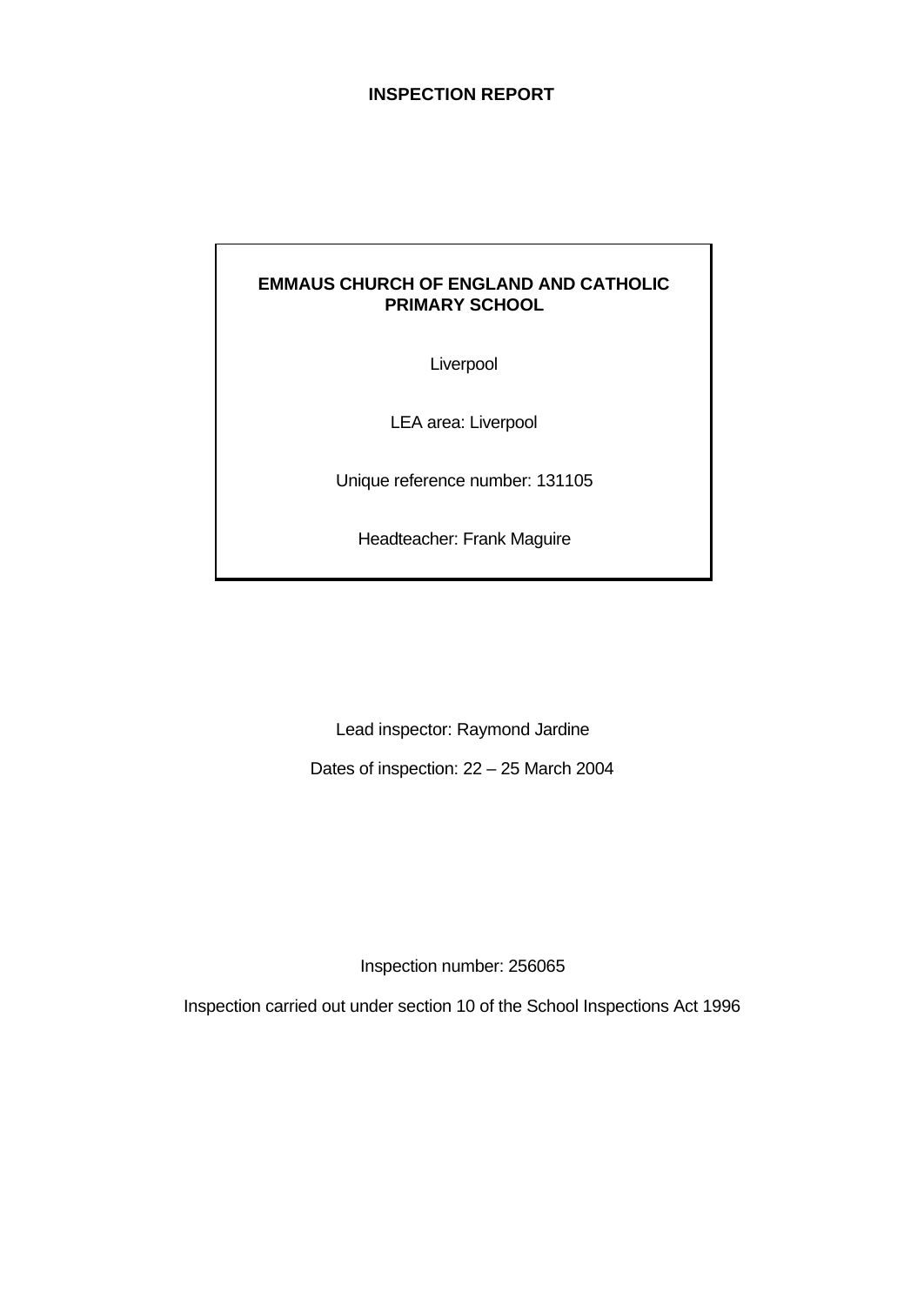# INSPECTION REPORT

**EMMAUS CHURCH OF ENGLAND AND CATHOLIC PRIMARY SCHOOL**

Liverpool

LEA area: Liverpool

Unique reference number: 131105

Headteacher: Frank Maguire

Lead inspector: Raymond Jardine

Dates of inspection: 22 – 25 March 2004

Inspection number: 256065

Inspection carried out under section 10 of the School Inspections Act 1996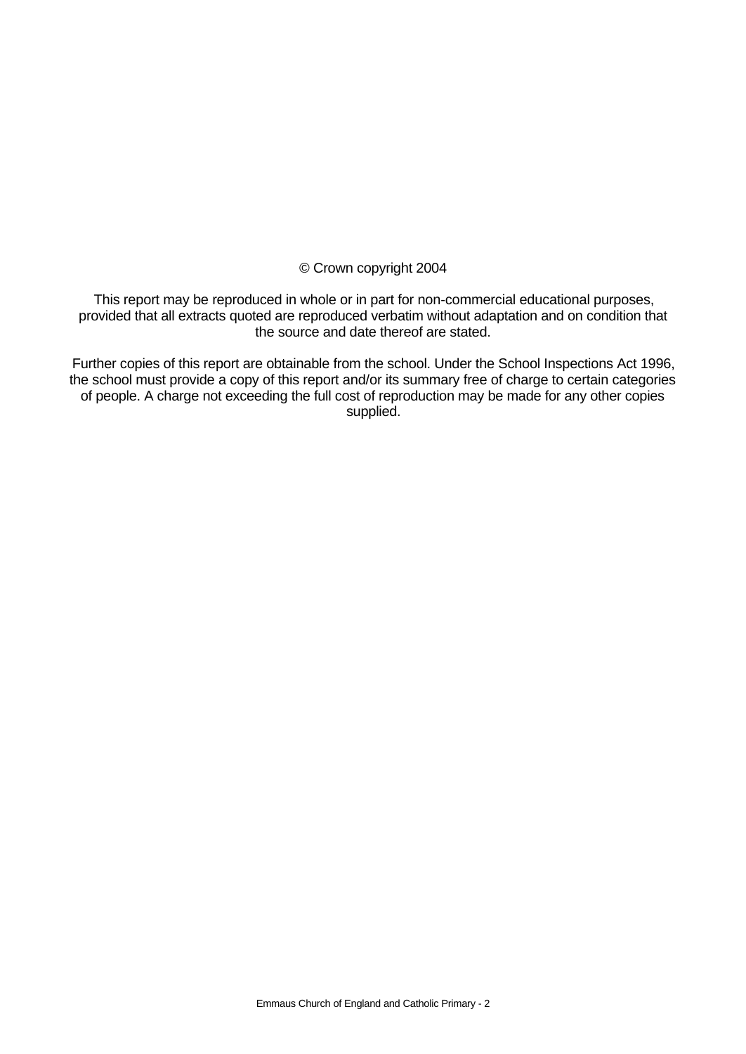© Crown copyright 2004

This report may be reproduced in whole or in part for non-commercial educational purposes, provided that all extracts quoted are reproduced verbatim without adaptation and on condition that the source and date thereof are stated.

Further copies of this report are obtainable from the school. Under the School Inspections Act 1996, the school must provide a copy of this report and/or its summary free of charge to certain categories of people. A charge not exceeding the full cost of reproduction may be made for any other copies supplied.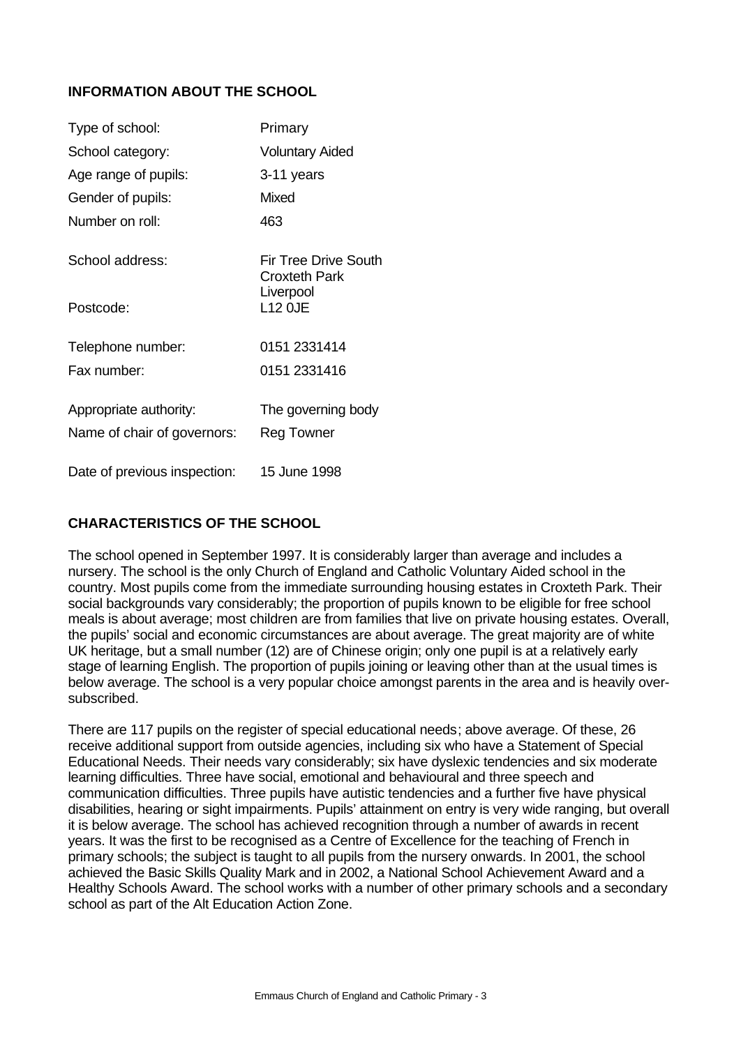## INFORMATION ABOUT THE SCHOOL

| | |
|---|---|
| Type of school: | Primary |
| School category: | Voluntary Aided |
| Age range of pupils: | 3-11 years |
| Gender of pupils: | Mixed |
| Number on roll: | 463 |
| School address: | Fir Tree Drive South<br>Croxteth Park<br>Liverpool |
| Postcode: | L12 0JE |
| Telephone number: | 0151 2331414 |
| Fax number: | 0151 2331416 |
| Appropriate authority: | The governing body |
| Name of chair of governors: | Reg Towner |
| Date of previous inspection: | 15 June 1998 |

## CHARACTERISTICS OF THE SCHOOL

The school opened in September 1997. It is considerably larger than average and includes a nursery. The school is the only Church of England and Catholic Voluntary Aided school in the country. Most pupils come from the immediate surrounding housing estates in Croxteth Park. Their social backgrounds vary considerably; the proportion of pupils known to be eligible for free school meals is about average; most children are from families that live on private housing estates. Overall, the pupils' social and economic circumstances are about average. The great majority are of white UK heritage, but a small number (12) are of Chinese origin; only one pupil is at a relatively early stage of learning English. The proportion of pupils joining or leaving other than at the usual times is below average. The school is a very popular choice amongst parents in the area and is heavily over-subscribed.

There are 117 pupils on the register of special educational needs; above average. Of these, 26 receive additional support from outside agencies, including six who have a Statement of Special Educational Needs. Their needs vary considerably; six have dyslexic tendencies and six moderate learning difficulties. Three have social, emotional and behavioural and three speech and communication difficulties. Three pupils have autistic tendencies and a further five have physical disabilities, hearing or sight impairments. Pupils' attainment on entry is very wide ranging, but overall it is below average. The school has achieved recognition through a number of awards in recent years. It was the first to be recognised as a Centre of Excellence for the teaching of French in primary schools; the subject is taught to all pupils from the nursery onwards. In 2001, the school achieved the Basic Skills Quality Mark and in 2002, a National School Achievement Award and a Healthy Schools Award. The school works with a number of other primary schools and a secondary school as part of the Alt Education Action Zone.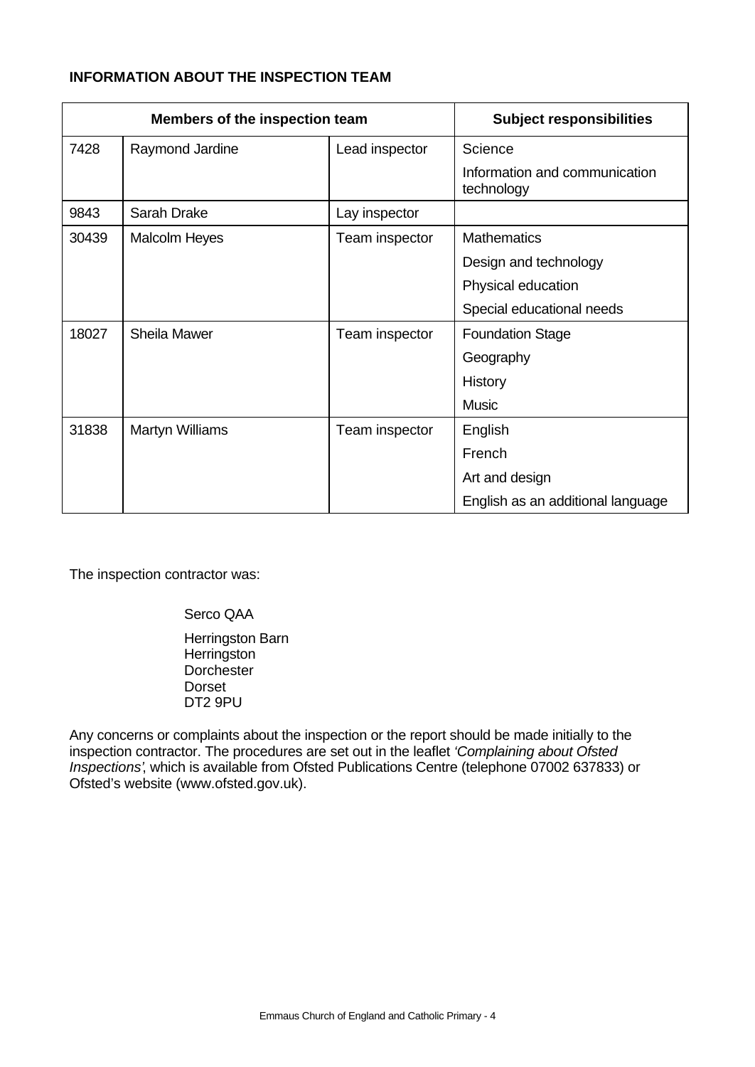**INFORMATION ABOUT THE INSPECTION TEAM**

| Members of the inspection team | | | Subject responsibilities |
|---|---|---|---|
| 7428 | Raymond Jardine | Lead inspector | Science<br>Information and communication technology |
| 9843 | Sarah Drake | Lay inspector | |
| 30439 | Malcolm Heyes | Team inspector | Mathematics<br>Design and technology<br>Physical education<br>Special educational needs |
| 18027 | Sheila Mawer | Team inspector | Foundation Stage<br>Geography<br>History<br>Music |
| 31838 | Martyn Williams | Team inspector | English<br>French<br>Art and design<br>English as an additional language |

The inspection contractor was:

Serco QAA

Herringston Barn
Herringston
Dorchester
Dorset
DT2 9PU

Any concerns or complaints about the inspection or the report should be made initially to the inspection contractor. The procedures are set out in the leaflet *'Complaining about Ofsted Inspections'*, which is available from Ofsted Publications Centre (telephone 07002 637833) or Ofsted's website (www.ofsted.gov.uk).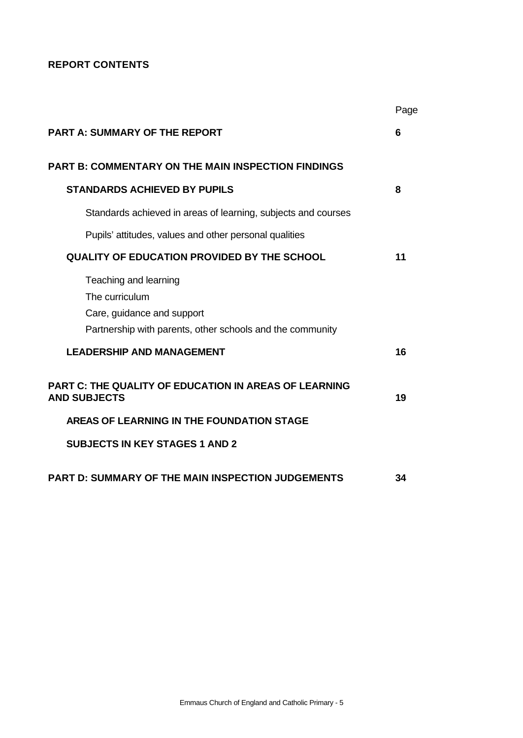**REPORT CONTENTS**

| | Page |
|---|---|
| **PART A: SUMMARY OF THE REPORT** | **6** |
| **PART B: COMMENTARY ON THE MAIN INSPECTION FINDINGS** | |
| **STANDARDS ACHIEVED BY PUPILS** | **8** |
| Standards achieved in areas of learning, subjects and courses | |
| Pupils' attitudes, values and other personal qualities | |
| **QUALITY OF EDUCATION PROVIDED BY THE SCHOOL** | **11** |
| Teaching and learning | |
| The curriculum | |
| Care, guidance and support | |
| Partnership with parents, other schools and the community | |
| **LEADERSHIP AND MANAGEMENT** | **16** |
| **PART C: THE QUALITY OF EDUCATION IN AREAS OF LEARNING AND SUBJECTS** | **19** |
| **AREAS OF LEARNING IN THE FOUNDATION STAGE** | |
| **SUBJECTS IN KEY STAGES 1 AND 2** | |
| **PART D: SUMMARY OF THE MAIN INSPECTION JUDGEMENTS** | **34** |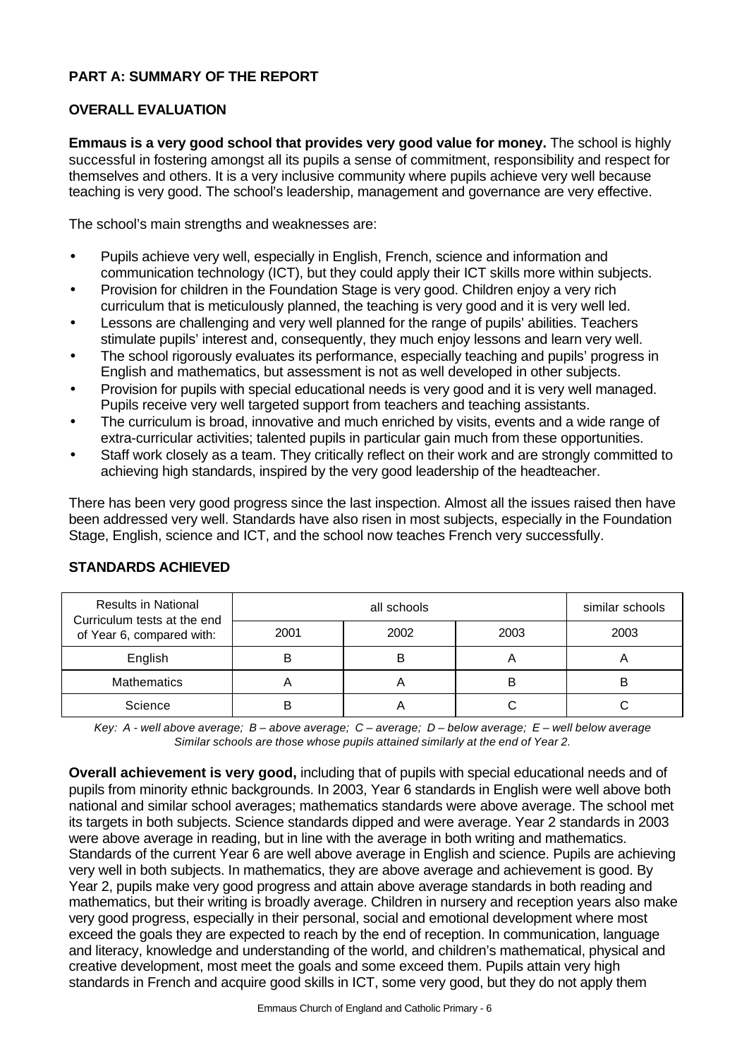## PART A: SUMMARY OF THE REPORT

### OVERALL EVALUATION

**Emmaus is a very good school that provides very good value for money.** The school is highly successful in fostering amongst all its pupils a sense of commitment, responsibility and respect for themselves and others. It is a very inclusive community where pupils achieve very well because teaching is very good. The school's leadership, management and governance are very effective.

The school's main strengths and weaknesses are:

- Pupils achieve very well, especially in English, French, science and information and communication technology (ICT), but they could apply their ICT skills more within subjects.
- Provision for children in the Foundation Stage is very good. Children enjoy a very rich curriculum that is meticulously planned, the teaching is very good and it is very well led.
- Lessons are challenging and very well planned for the range of pupils' abilities. Teachers stimulate pupils' interest and, consequently, they much enjoy lessons and learn very well.
- The school rigorously evaluates its performance, especially teaching and pupils' progress in English and mathematics, but assessment is not as well developed in other subjects.
- Provision for pupils with special educational needs is very good and it is very well managed. Pupils receive very well targeted support from teachers and teaching assistants.
- The curriculum is broad, innovative and much enriched by visits, events and a wide range of extra-curricular activities; talented pupils in particular gain much from these opportunities.
- Staff work closely as a team. They critically reflect on their work and are strongly committed to achieving high standards, inspired by the very good leadership of the headteacher.

There has been very good progress since the last inspection. Almost all the issues raised then have been addressed very well. Standards have also risen in most subjects, especially in the Foundation Stage, English, science and ICT, and the school now teaches French very successfully.

### STANDARDS ACHIEVED

| Results in National Curriculum tests at the end of Year 6, compared with: | all schools | | | similar schools |
|---|---|---|---|---|
| | 2001 | 2002 | 2003 | 2003 |
| English | B | B | A | A |
| Mathematics | A | A | B | B |
| Science | B | A | C | C |

*Key: A - well above average; B – above average; C – average; D – below average; E – well below average*
*Similar schools are those whose pupils attained similarly at the end of Year 2.*

**Overall achievement is very good,** including that of pupils with special educational needs and of pupils from minority ethnic backgrounds. In 2003, Year 6 standards in English were well above both national and similar school averages; mathematics standards were above average. The school met its targets in both subjects. Science standards dipped and were average. Year 2 standards in 2003 were above average in reading, but in line with the average in both writing and mathematics. Standards of the current Year 6 are well above average in English and science. Pupils are achieving very well in both subjects. In mathematics, they are above average and achievement is good. By Year 2, pupils make very good progress and attain above average standards in both reading and mathematics, but their writing is broadly average. Children in nursery and reception years also make very good progress, especially in their personal, social and emotional development where most exceed the goals they are expected to reach by the end of reception. In communication, language and literacy, knowledge and understanding of the world, and children's mathematical, physical and creative development, most meet the goals and some exceed them. Pupils attain very high standards in French and acquire good skills in ICT, some very good, but they do not apply them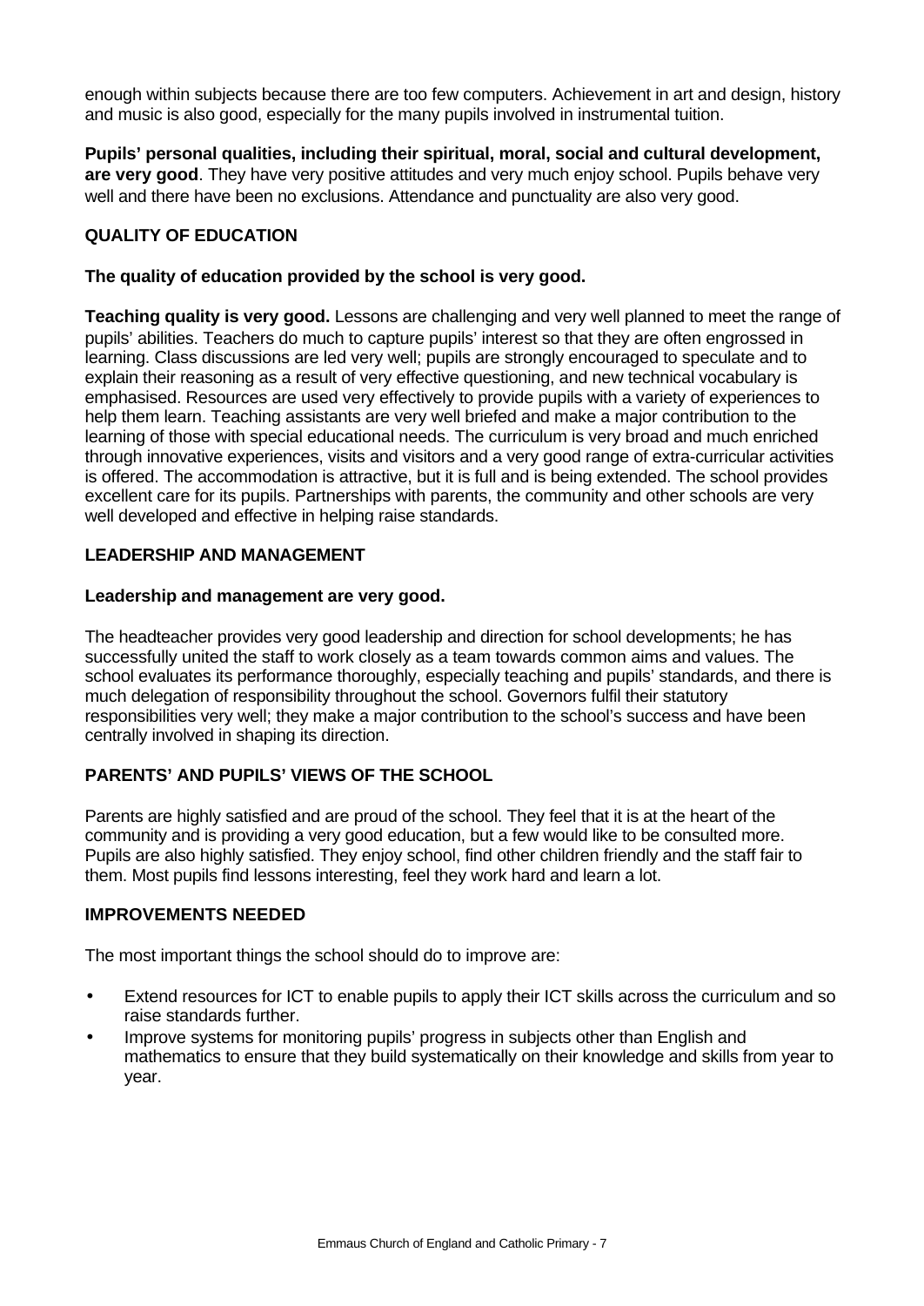enough within subjects because there are too few computers. Achievement in art and design, history and music is also good, especially for the many pupils involved in instrumental tuition.

**Pupils' personal qualities, including their spiritual, moral, social and cultural development, are very good**. They have very positive attitudes and very much enjoy school. Pupils behave very well and there have been no exclusions. Attendance and punctuality are also very good.

## QUALITY OF EDUCATION

**The quality of education provided by the school is very good.**

**Teaching quality is very good.** Lessons are challenging and very well planned to meet the range of pupils' abilities. Teachers do much to capture pupils' interest so that they are often engrossed in learning. Class discussions are led very well; pupils are strongly encouraged to speculate and to explain their reasoning as a result of very effective questioning, and new technical vocabulary is emphasised. Resources are used very effectively to provide pupils with a variety of experiences to help them learn. Teaching assistants are very well briefed and make a major contribution to the learning of those with special educational needs. The curriculum is very broad and much enriched through innovative experiences, visits and visitors and a very good range of extra-curricular activities is offered. The accommodation is attractive, but it is full and is being extended. The school provides excellent care for its pupils. Partnerships with parents, the community and other schools are very well developed and effective in helping raise standards.

## LEADERSHIP AND MANAGEMENT

**Leadership and management are very good.**

The headteacher provides very good leadership and direction for school developments; he has successfully united the staff to work closely as a team towards common aims and values. The school evaluates its performance thoroughly, especially teaching and pupils' standards, and there is much delegation of responsibility throughout the school. Governors fulfil their statutory responsibilities very well; they make a major contribution to the school's success and have been centrally involved in shaping its direction.

## PARENTS' AND PUPILS' VIEWS OF THE SCHOOL

Parents are highly satisfied and are proud of the school. They feel that it is at the heart of the community and is providing a very good education, but a few would like to be consulted more. Pupils are also highly satisfied. They enjoy school, find other children friendly and the staff fair to them. Most pupils find lessons interesting, feel they work hard and learn a lot.

## IMPROVEMENTS NEEDED

The most important things the school should do to improve are:

- Extend resources for ICT to enable pupils to apply their ICT skills across the curriculum and so raise standards further.
- Improve systems for monitoring pupils' progress in subjects other than English and mathematics to ensure that they build systematically on their knowledge and skills from year to year.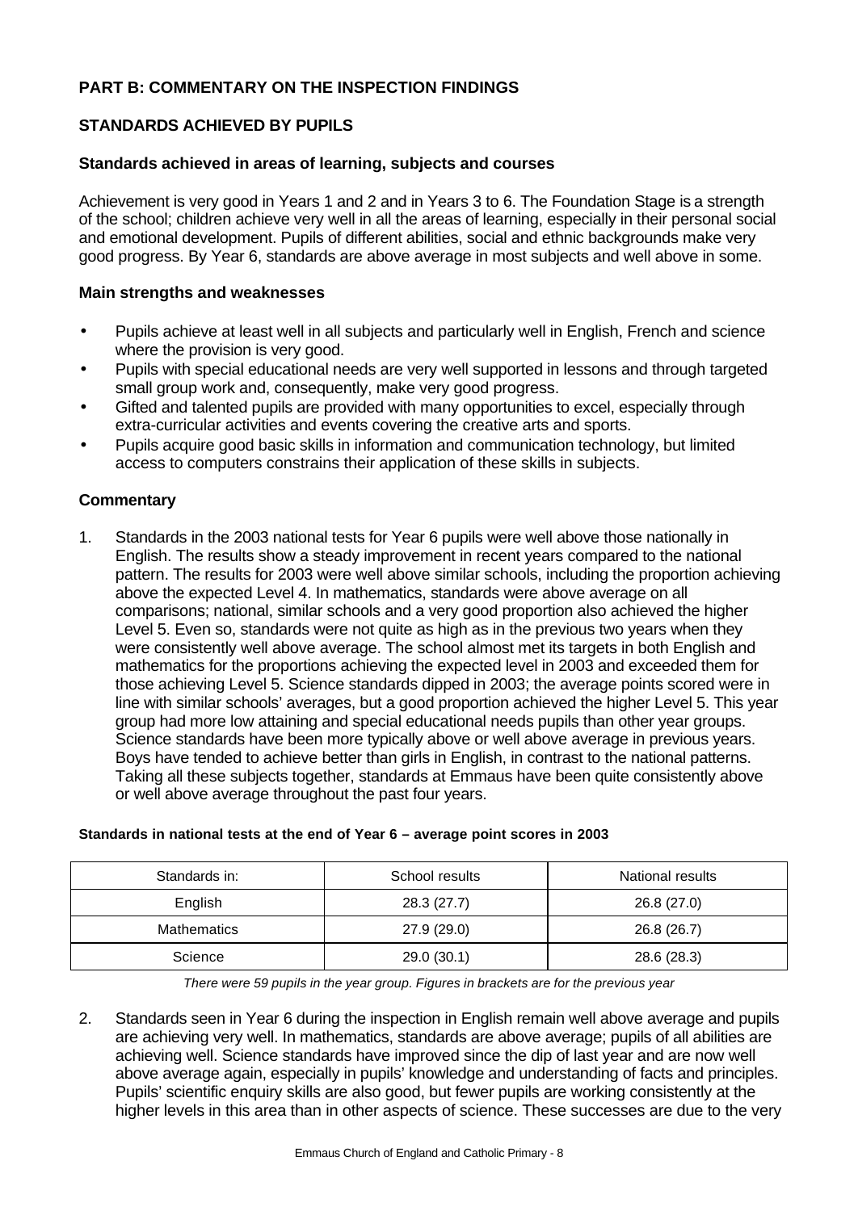## PART B: COMMENTARY ON THE INSPECTION FINDINGS

### STANDARDS ACHIEVED BY PUPILS

#### Standards achieved in areas of learning, subjects and courses

Achievement is very good in Years 1 and 2 and in Years 3 to 6. The Foundation Stage is a strength of the school; children achieve very well in all the areas of learning, especially in their personal social and emotional development. Pupils of different abilities, social and ethnic backgrounds make very good progress. By Year 6, standards are above average in most subjects and well above in some.

#### Main strengths and weaknesses

- Pupils achieve at least well in all subjects and particularly well in English, French and science where the provision is very good.
- Pupils with special educational needs are very well supported in lessons and through targeted small group work and, consequently, make very good progress.
- Gifted and talented pupils are provided with many opportunities to excel, especially through extra-curricular activities and events covering the creative arts and sports.
- Pupils acquire good basic skills in information and communication technology, but limited access to computers constrains their application of these skills in subjects.

#### Commentary

1. Standards in the 2003 national tests for Year 6 pupils were well above those nationally in English. The results show a steady improvement in recent years compared to the national pattern. The results for 2003 were well above similar schools, including the proportion achieving above the expected Level 4. In mathematics, standards were above average on all comparisons; national, similar schools and a very good proportion also achieved the higher Level 5. Even so, standards were not quite as high as in the previous two years when they were consistently well above average. The school almost met its targets in both English and mathematics for the proportions achieving the expected level in 2003 and exceeded them for those achieving Level 5. Science standards dipped in 2003; the average points scored were in line with similar schools' averages, but a good proportion achieved the higher Level 5. This year group had more low attaining and special educational needs pupils than other year groups. Science standards have been more typically above or well above average in previous years. Boys have tended to achieve better than girls in English, in contrast to the national patterns. Taking all these subjects together, standards at Emmaus have been quite consistently above or well above average throughout the past four years.

**Standards in national tests at the end of Year 6 – average point scores in 2003**

| Standards in: | School results | National results |
|---|---|---|
| English | 28.3 (27.7) | 26.8 (27.0) |
| Mathematics | 27.9 (29.0) | 26.8 (26.7) |
| Science | 29.0 (30.1) | 28.6 (28.3) |

*There were 59 pupils in the year group. Figures in brackets are for the previous year*

2. Standards seen in Year 6 during the inspection in English remain well above average and pupils are achieving very well. In mathematics, standards are above average; pupils of all abilities are achieving well. Science standards have improved since the dip of last year and are now well above average again, especially in pupils' knowledge and understanding of facts and principles. Pupils' scientific enquiry skills are also good, but fewer pupils are working consistently at the higher levels in this area than in other aspects of science. These successes are due to the very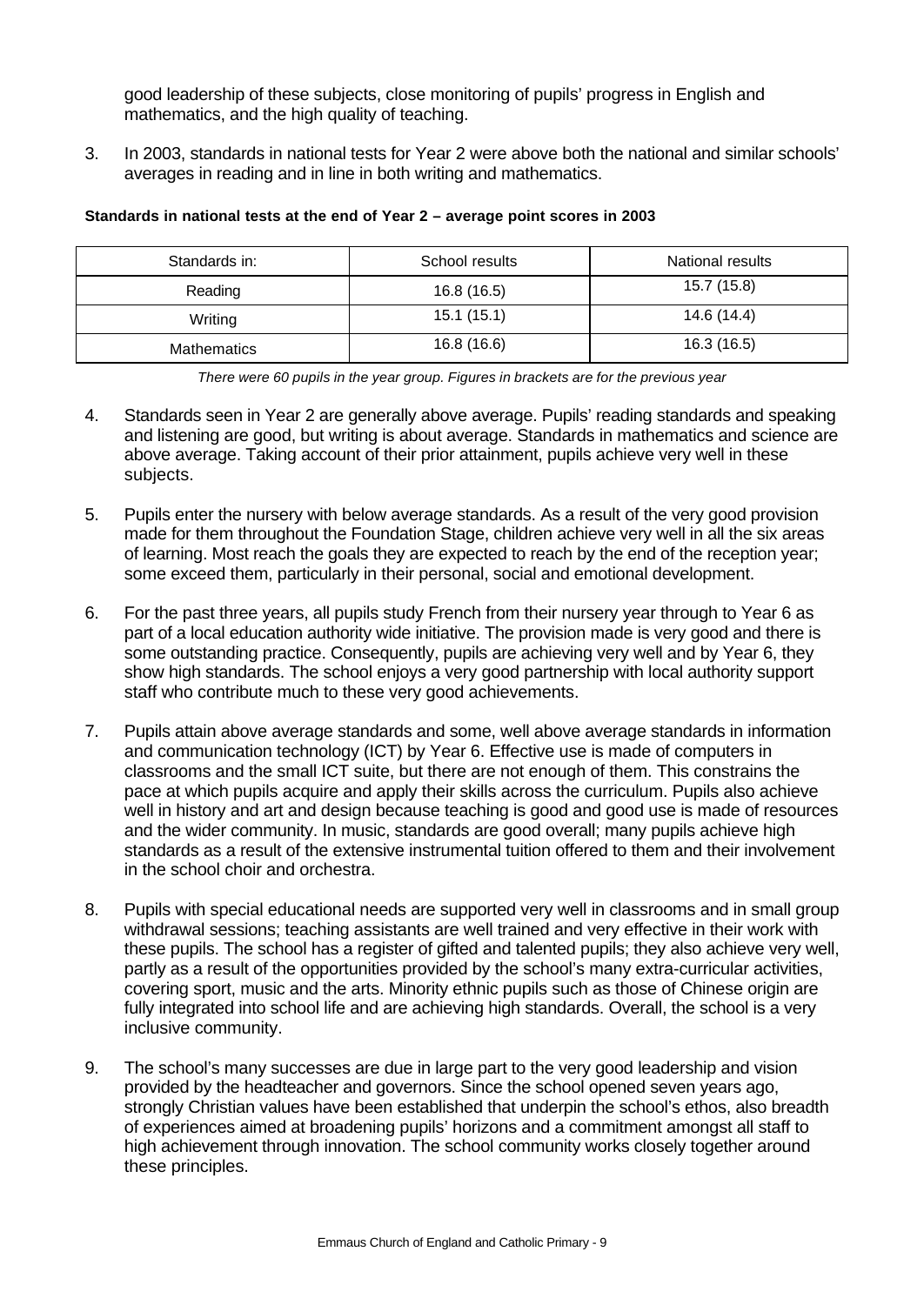good leadership of these subjects, close monitoring of pupils' progress in English and mathematics, and the high quality of teaching.

3. In 2003, standards in national tests for Year 2 were above both the national and similar schools' averages in reading and in line in both writing and mathematics.

**Standards in national tests at the end of Year 2 – average point scores in 2003**

| Standards in: | School results | National results |
|---|---|---|
| Reading | 16.8 (16.5) | 15.7 (15.8) |
| Writing | 15.1 (15.1) | 14.6 (14.4) |
| Mathematics | 16.8 (16.6) | 16.3 (16.5) |

*There were 60 pupils in the year group. Figures in brackets are for the previous year*

4. Standards seen in Year 2 are generally above average. Pupils' reading standards and speaking and listening are good, but writing is about average. Standards in mathematics and science are above average. Taking account of their prior attainment, pupils achieve very well in these subjects.

5. Pupils enter the nursery with below average standards. As a result of the very good provision made for them throughout the Foundation Stage, children achieve very well in all the six areas of learning. Most reach the goals they are expected to reach by the end of the reception year; some exceed them, particularly in their personal, social and emotional development.

6. For the past three years, all pupils study French from their nursery year through to Year 6 as part of a local education authority wide initiative. The provision made is very good and there is some outstanding practice. Consequently, pupils are achieving very well and by Year 6, they show high standards. The school enjoys a very good partnership with local authority support staff who contribute much to these very good achievements.

7. Pupils attain above average standards and some, well above average standards in information and communication technology (ICT) by Year 6. Effective use is made of computers in classrooms and the small ICT suite, but there are not enough of them. This constrains the pace at which pupils acquire and apply their skills across the curriculum. Pupils also achieve well in history and art and design because teaching is good and good use is made of resources and the wider community. In music, standards are good overall; many pupils achieve high standards as a result of the extensive instrumental tuition offered to them and their involvement in the school choir and orchestra.

8. Pupils with special educational needs are supported very well in classrooms and in small group withdrawal sessions; teaching assistants are well trained and very effective in their work with these pupils. The school has a register of gifted and talented pupils; they also achieve very well, partly as a result of the opportunities provided by the school's many extra-curricular activities, covering sport, music and the arts. Minority ethnic pupils such as those of Chinese origin are fully integrated into school life and are achieving high standards. Overall, the school is a very inclusive community.

9. The school's many successes are due in large part to the very good leadership and vision provided by the headteacher and governors. Since the school opened seven years ago, strongly Christian values have been established that underpin the school's ethos, also breadth of experiences aimed at broadening pupils' horizons and a commitment amongst all staff to high achievement through innovation. The school community works closely together around these principles.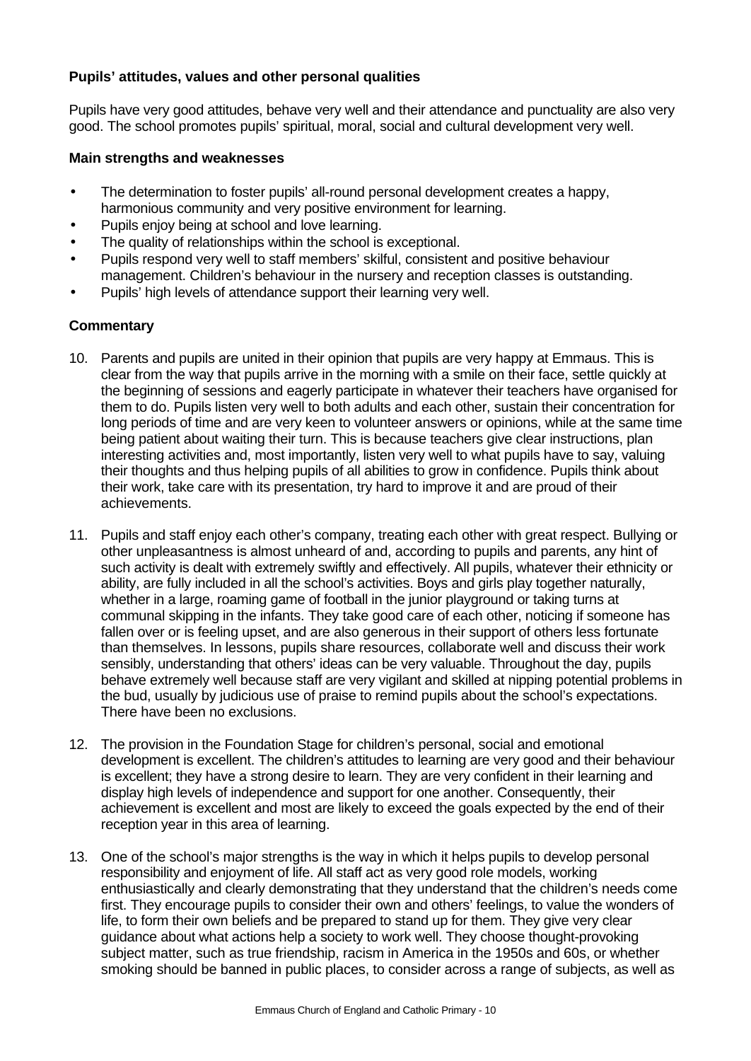### Pupils' attitudes, values and other personal qualities

Pupils have very good attitudes, behave very well and their attendance and punctuality are also very good. The school promotes pupils' spiritual, moral, social and cultural development very well.

#### Main strengths and weaknesses

- The determination to foster pupils' all-round personal development creates a happy, harmonious community and very positive environment for learning.
- Pupils enjoy being at school and love learning.
- The quality of relationships within the school is exceptional.
- Pupils respond very well to staff members' skilful, consistent and positive behaviour management. Children's behaviour in the nursery and reception classes is outstanding.
- Pupils' high levels of attendance support their learning very well.

#### Commentary

10. Parents and pupils are united in their opinion that pupils are very happy at Emmaus. This is clear from the way that pupils arrive in the morning with a smile on their face, settle quickly at the beginning of sessions and eagerly participate in whatever their teachers have organised for them to do. Pupils listen very well to both adults and each other, sustain their concentration for long periods of time and are very keen to volunteer answers or opinions, while at the same time being patient about waiting their turn. This is because teachers give clear instructions, plan interesting activities and, most importantly, listen very well to what pupils have to say, valuing their thoughts and thus helping pupils of all abilities to grow in confidence. Pupils think about their work, take care with its presentation, try hard to improve it and are proud of their achievements.

11. Pupils and staff enjoy each other's company, treating each other with great respect. Bullying or other unpleasantness is almost unheard of and, according to pupils and parents, any hint of such activity is dealt with extremely swiftly and effectively. All pupils, whatever their ethnicity or ability, are fully included in all the school's activities. Boys and girls play together naturally, whether in a large, roaming game of football in the junior playground or taking turns at communal skipping in the infants. They take good care of each other, noticing if someone has fallen over or is feeling upset, and are also generous in their support of others less fortunate than themselves. In lessons, pupils share resources, collaborate well and discuss their work sensibly, understanding that others' ideas can be very valuable. Throughout the day, pupils behave extremely well because staff are very vigilant and skilled at nipping potential problems in the bud, usually by judicious use of praise to remind pupils about the school's expectations. There have been no exclusions.

12. The provision in the Foundation Stage for children's personal, social and emotional development is excellent. The children's attitudes to learning are very good and their behaviour is excellent; they have a strong desire to learn. They are very confident in their learning and display high levels of independence and support for one another. Consequently, their achievement is excellent and most are likely to exceed the goals expected by the end of their reception year in this area of learning.

13. One of the school's major strengths is the way in which it helps pupils to develop personal responsibility and enjoyment of life. All staff act as very good role models, working enthusiastically and clearly demonstrating that they understand that the children's needs come first. They encourage pupils to consider their own and others' feelings, to value the wonders of life, to form their own beliefs and be prepared to stand up for them. They give very clear guidance about what actions help a society to work well. They choose thought-provoking subject matter, such as true friendship, racism in America in the 1950s and 60s, or whether smoking should be banned in public places, to consider across a range of subjects, as well as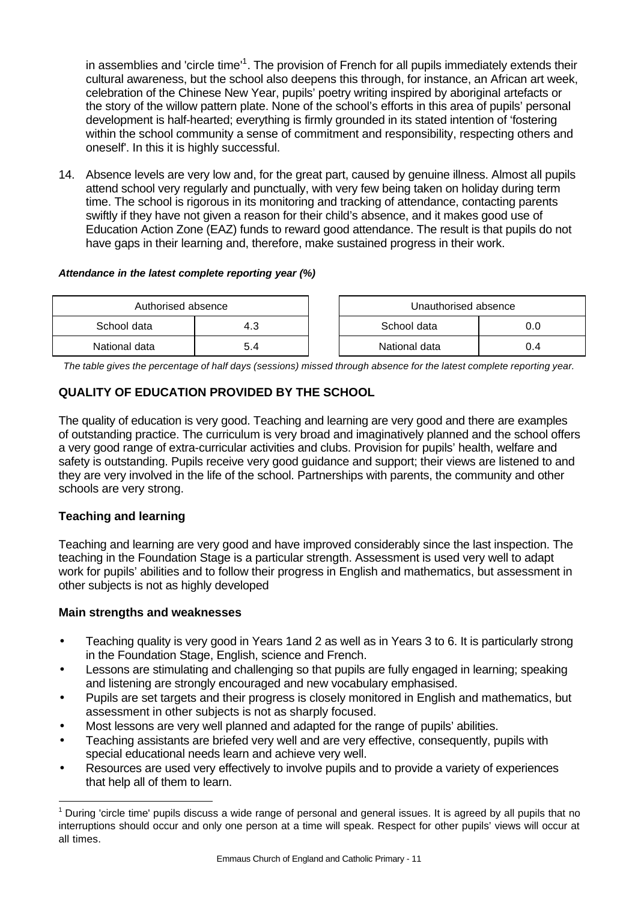in assemblies and 'circle time'[1]. The provision of French for all pupils immediately extends their cultural awareness, but the school also deepens this through, for instance, an African art week, celebration of the Chinese New Year, pupils' poetry writing inspired by aboriginal artefacts or the story of the willow pattern plate. None of the school's efforts in this area of pupils' personal development is half-hearted; everything is firmly grounded in its stated intention of 'fostering within the school community a sense of commitment and responsibility, respecting others and oneself'. In this it is highly successful.

14. Absence levels are very low and, for the great part, caused by genuine illness. Almost all pupils attend school very regularly and punctually, with very few being taken on holiday during term time. The school is rigorous in its monitoring and tracking of attendance, contacting parents swiftly if they have not given a reason for their child's absence, and it makes good use of Education Action Zone (EAZ) funds to reward good attendance. The result is that pupils do not have gaps in their learning and, therefore, make sustained progress in their work.

***Attendance in the latest complete reporting year (%)***

| Authorised absence | |
|---|---|
| School data | 4.3 |
| National data | 5.4 |

| Unauthorised absence | |
|---|---|
| School data | 0.0 |
| National data | 0.4 |

*The table gives the percentage of half days (sessions) missed through absence for the latest complete reporting year.*

## QUALITY OF EDUCATION PROVIDED BY THE SCHOOL

The quality of education is very good. Teaching and learning are very good and there are examples of outstanding practice. The curriculum is very broad and imaginatively planned and the school offers a very good range of extra-curricular activities and clubs. Provision for pupils' health, welfare and safety is outstanding. Pupils receive very good guidance and support; their views are listened to and they are very involved in the life of the school. Partnerships with parents, the community and other schools are very strong.

### Teaching and learning

Teaching and learning are very good and have improved considerably since the last inspection. The teaching in the Foundation Stage is a particular strength. Assessment is used very well to adapt work for pupils' abilities and to follow their progress in English and mathematics, but assessment in other subjects is not as highly developed

### Main strengths and weaknesses

- Teaching quality is very good in Years 1and 2 as well as in Years 3 to 6. It is particularly strong in the Foundation Stage, English, science and French.
- Lessons are stimulating and challenging so that pupils are fully engaged in learning; speaking and listening are strongly encouraged and new vocabulary emphasised.
- Pupils are set targets and their progress is closely monitored in English and mathematics, but assessment in other subjects is not as sharply focused.
- Most lessons are very well planned and adapted for the range of pupils' abilities.
- Teaching assistants are briefed very well and are very effective, consequently, pupils with special educational needs learn and achieve very well.
- Resources are used very effectively to involve pupils and to provide a variety of experiences that help all of them to learn.

[1] During 'circle time' pupils discuss a wide range of personal and general issues. It is agreed by all pupils that no interruptions should occur and only one person at a time will speak. Respect for other pupils' views will occur at all times.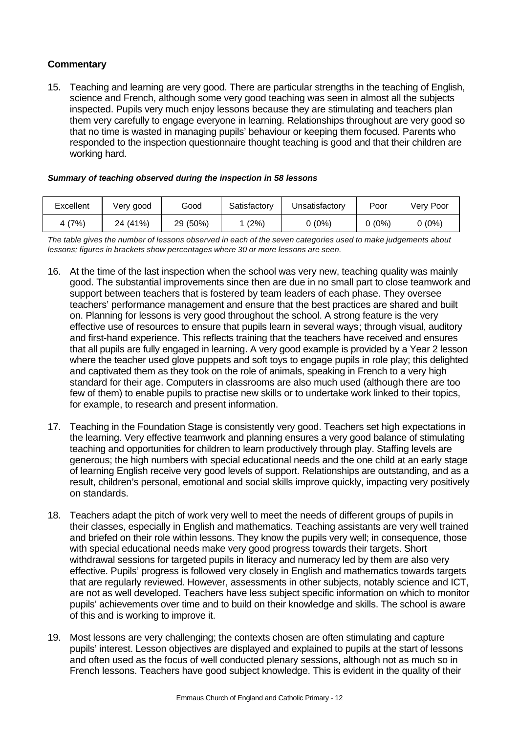**Commentary**

15. Teaching and learning are very good. There are particular strengths in the teaching of English, science and French, although some very good teaching was seen in almost all the subjects inspected. Pupils very much enjoy lessons because they are stimulating and teachers plan them very carefully to engage everyone in learning. Relationships throughout are very good so that no time is wasted in managing pupils' behaviour or keeping them focused. Parents who responded to the inspection questionnaire thought teaching is good and that their children are working hard.

***Summary of teaching observed during the inspection in 58 lessons***

| Excellent | Very good | Good | Satisfactory | Unsatisfactory | Poor | Very Poor |
|---|---|---|---|---|---|---|
| 4 (7%) | 24 (41%) | 29 (50%) | 1 (2%) | 0 (0%) | 0 (0%) | 0 (0%) |

*The table gives the number of lessons observed in each of the seven categories used to make judgements about lessons; figures in brackets show percentages where 30 or more lessons are seen.*

16. At the time of the last inspection when the school was very new, teaching quality was mainly good. The substantial improvements since then are due in no small part to close teamwork and support between teachers that is fostered by team leaders of each phase. They oversee teachers' performance management and ensure that the best practices are shared and built on. Planning for lessons is very good throughout the school. A strong feature is the very effective use of resources to ensure that pupils learn in several ways; through visual, auditory and first-hand experience. This reflects training that the teachers have received and ensures that all pupils are fully engaged in learning. A very good example is provided by a Year 2 lesson where the teacher used glove puppets and soft toys to engage pupils in role play; this delighted and captivated them as they took on the role of animals, speaking in French to a very high standard for their age. Computers in classrooms are also much used (although there are too few of them) to enable pupils to practise new skills or to undertake work linked to their topics, for example, to research and present information.

17. Teaching in the Foundation Stage is consistently very good. Teachers set high expectations in the learning. Very effective teamwork and planning ensures a very good balance of stimulating teaching and opportunities for children to learn productively through play. Staffing levels are generous; the high numbers with special educational needs and the one child at an early stage of learning English receive very good levels of support. Relationships are outstanding, and as a result, children's personal, emotional and social skills improve quickly, impacting very positively on standards.

18. Teachers adapt the pitch of work very well to meet the needs of different groups of pupils in their classes, especially in English and mathematics. Teaching assistants are very well trained and briefed on their role within lessons. They know the pupils very well; in consequence, those with special educational needs make very good progress towards their targets. Short withdrawal sessions for targeted pupils in literacy and numeracy led by them are also very effective. Pupils' progress is followed very closely in English and mathematics towards targets that are regularly reviewed. However, assessments in other subjects, notably science and ICT, are not as well developed. Teachers have less subject specific information on which to monitor pupils' achievements over time and to build on their knowledge and skills. The school is aware of this and is working to improve it.

19. Most lessons are very challenging; the contexts chosen are often stimulating and capture pupils' interest. Lesson objectives are displayed and explained to pupils at the start of lessons and often used as the focus of well conducted plenary sessions, although not as much so in French lessons. Teachers have good subject knowledge. This is evident in the quality of their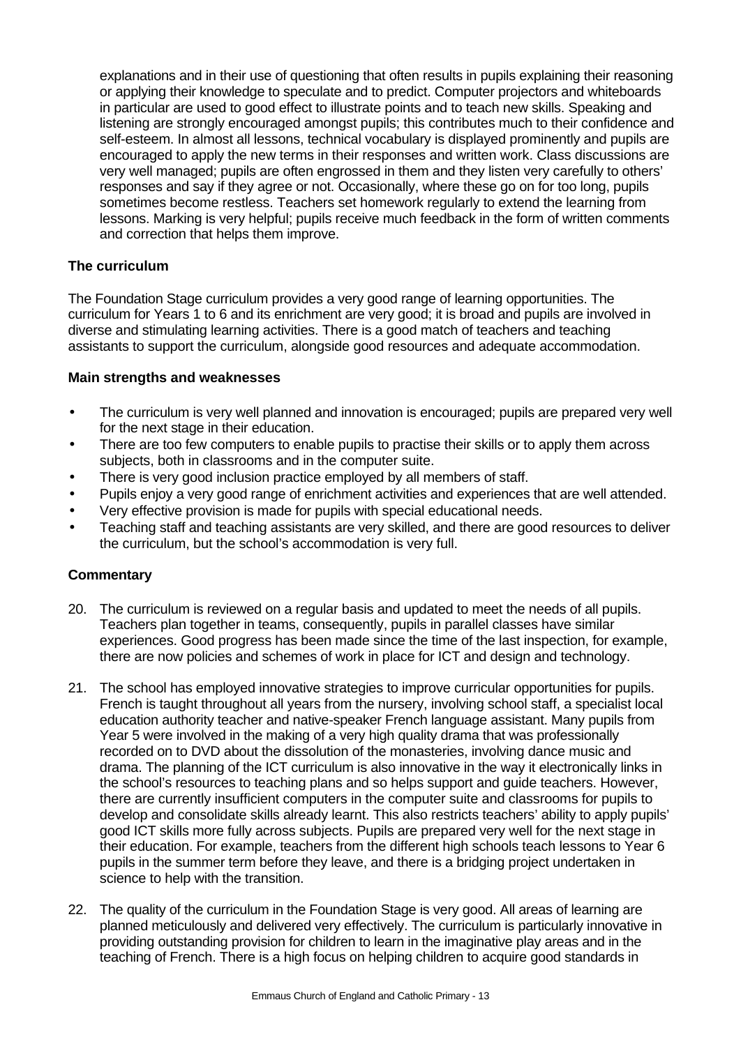explanations and in their use of questioning that often results in pupils explaining their reasoning or applying their knowledge to speculate and to predict. Computer projectors and whiteboards in particular are used to good effect to illustrate points and to teach new skills. Speaking and listening are strongly encouraged amongst pupils; this contributes much to their confidence and self-esteem. In almost all lessons, technical vocabulary is displayed prominently and pupils are encouraged to apply the new terms in their responses and written work. Class discussions are very well managed; pupils are often engrossed in them and they listen very carefully to others' responses and say if they agree or not. Occasionally, where these go on for too long, pupils sometimes become restless. Teachers set homework regularly to extend the learning from lessons. Marking is very helpful; pupils receive much feedback in the form of written comments and correction that helps them improve.

### The curriculum

The Foundation Stage curriculum provides a very good range of learning opportunities. The curriculum for Years 1 to 6 and its enrichment are very good; it is broad and pupils are involved in diverse and stimulating learning activities. There is a good match of teachers and teaching assistants to support the curriculum, alongside good resources and adequate accommodation.

#### Main strengths and weaknesses

- The curriculum is very well planned and innovation is encouraged; pupils are prepared very well for the next stage in their education.
- There are too few computers to enable pupils to practise their skills or to apply them across subjects, both in classrooms and in the computer suite.
- There is very good inclusion practice employed by all members of staff.
- Pupils enjoy a very good range of enrichment activities and experiences that are well attended.
- Very effective provision is made for pupils with special educational needs.
- Teaching staff and teaching assistants are very skilled, and there are good resources to deliver the curriculum, but the school's accommodation is very full.

#### Commentary

20. The curriculum is reviewed on a regular basis and updated to meet the needs of all pupils. Teachers plan together in teams, consequently, pupils in parallel classes have similar experiences. Good progress has been made since the time of the last inspection, for example, there are now policies and schemes of work in place for ICT and design and technology.

21. The school has employed innovative strategies to improve curricular opportunities for pupils. French is taught throughout all years from the nursery, involving school staff, a specialist local education authority teacher and native-speaker French language assistant. Many pupils from Year 5 were involved in the making of a very high quality drama that was professionally recorded on to DVD about the dissolution of the monasteries, involving dance music and drama. The planning of the ICT curriculum is also innovative in the way it electronically links in the school's resources to teaching plans and so helps support and guide teachers. However, there are currently insufficient computers in the computer suite and classrooms for pupils to develop and consolidate skills already learnt. This also restricts teachers' ability to apply pupils' good ICT skills more fully across subjects. Pupils are prepared very well for the next stage in their education. For example, teachers from the different high schools teach lessons to Year 6 pupils in the summer term before they leave, and there is a bridging project undertaken in science to help with the transition.

22. The quality of the curriculum in the Foundation Stage is very good. All areas of learning are planned meticulously and delivered very effectively. The curriculum is particularly innovative in providing outstanding provision for children to learn in the imaginative play areas and in the teaching of French. There is a high focus on helping children to acquire good standards in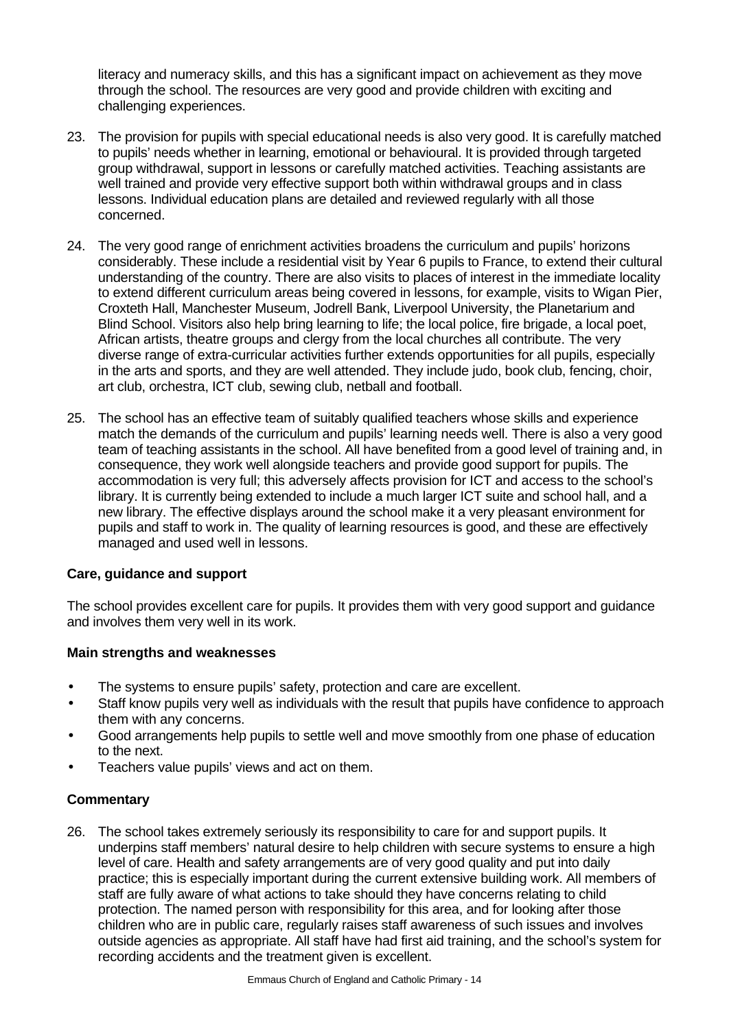literacy and numeracy skills, and this has a significant impact on achievement as they move through the school. The resources are very good and provide children with exciting and challenging experiences.

23. The provision for pupils with special educational needs is also very good. It is carefully matched to pupils' needs whether in learning, emotional or behavioural. It is provided through targeted group withdrawal, support in lessons or carefully matched activities. Teaching assistants are well trained and provide very effective support both within withdrawal groups and in class lessons. Individual education plans are detailed and reviewed regularly with all those concerned.

24. The very good range of enrichment activities broadens the curriculum and pupils' horizons considerably. These include a residential visit by Year 6 pupils to France, to extend their cultural understanding of the country. There are also visits to places of interest in the immediate locality to extend different curriculum areas being covered in lessons, for example, visits to Wigan Pier, Croxteth Hall, Manchester Museum, Jodrell Bank, Liverpool University, the Planetarium and Blind School. Visitors also help bring learning to life; the local police, fire brigade, a local poet, African artists, theatre groups and clergy from the local churches all contribute. The very diverse range of extra-curricular activities further extends opportunities for all pupils, especially in the arts and sports, and they are well attended. They include judo, book club, fencing, choir, art club, orchestra, ICT club, sewing club, netball and football.

25. The school has an effective team of suitably qualified teachers whose skills and experience match the demands of the curriculum and pupils' learning needs well. There is also a very good team of teaching assistants in the school. All have benefited from a good level of training and, in consequence, they work well alongside teachers and provide good support for pupils. The accommodation is very full; this adversely affects provision for ICT and access to the school's library. It is currently being extended to include a much larger ICT suite and school hall, and a new library. The effective displays around the school make it a very pleasant environment for pupils and staff to work in. The quality of learning resources is good, and these are effectively managed and used well in lessons.

### Care, guidance and support

The school provides excellent care for pupils. It provides them with very good support and guidance and involves them very well in its work.

#### Main strengths and weaknesses

- The systems to ensure pupils' safety, protection and care are excellent.
- Staff know pupils very well as individuals with the result that pupils have confidence to approach them with any concerns.
- Good arrangements help pupils to settle well and move smoothly from one phase of education to the next.
- Teachers value pupils' views and act on them.

#### Commentary

26. The school takes extremely seriously its responsibility to care for and support pupils. It underpins staff members' natural desire to help children with secure systems to ensure a high level of care. Health and safety arrangements are of very good quality and put into daily practice; this is especially important during the current extensive building work. All members of staff are fully aware of what actions to take should they have concerns relating to child protection. The named person with responsibility for this area, and for looking after those children who are in public care, regularly raises staff awareness of such issues and involves outside agencies as appropriate. All staff have had first aid training, and the school's system for recording accidents and the treatment given is excellent.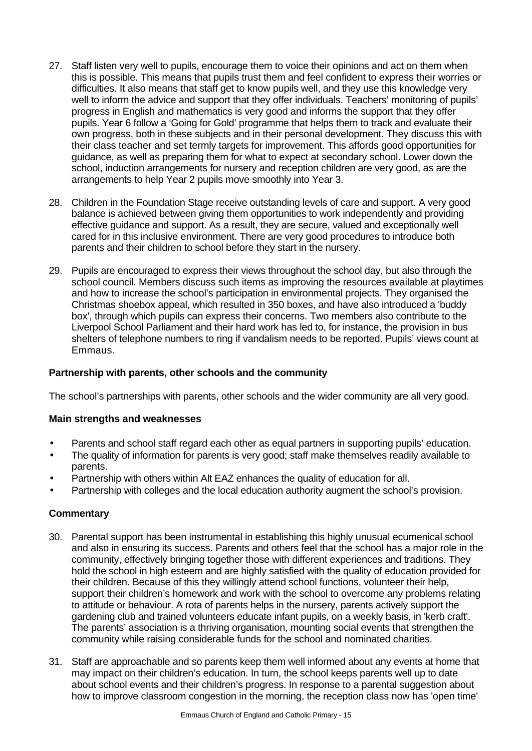27. Staff listen very well to pupils, encourage them to voice their opinions and act on them when this is possible. This means that pupils trust them and feel confident to express their worries or difficulties. It also means that staff get to know pupils well, and they use this knowledge very well to inform the advice and support that they offer individuals. Teachers' monitoring of pupils' progress in English and mathematics is very good and informs the support that they offer pupils. Year 6 follow a 'Going for Gold' programme that helps them to track and evaluate their own progress, both in these subjects and in their personal development. They discuss this with their class teacher and set termly targets for improvement. This affords good opportunities for guidance, as well as preparing them for what to expect at secondary school. Lower down the school, induction arrangements for nursery and reception children are very good, as are the arrangements to help Year 2 pupils move smoothly into Year 3.

28. Children in the Foundation Stage receive outstanding levels of care and support. A very good balance is achieved between giving them opportunities to work independently and providing effective guidance and support. As a result, they are secure, valued and exceptionally well cared for in this inclusive environment. There are very good procedures to introduce both parents and their children to school before they start in the nursery.

29. Pupils are encouraged to express their views throughout the school day, but also through the school council. Members discuss such items as improving the resources available at playtimes and how to increase the school's participation in environmental projects. They organised the Christmas shoebox appeal, which resulted in 350 boxes, and have also introduced a 'buddy box', through which pupils can express their concerns. Two members also contribute to the Liverpool School Parliament and their hard work has led to, for instance, the provision in bus shelters of telephone numbers to ring if vandalism needs to be reported. Pupils' views count at Emmaus.

**Partnership with parents, other schools and the community**

The school's partnerships with parents, other schools and the wider community are all very good.

**Main strengths and weaknesses**

- Parents and school staff regard each other as equal partners in supporting pupils' education.
- The quality of information for parents is very good; staff make themselves readily available to parents.
- Partnership with others within Alt EAZ enhances the quality of education for all.
- Partnership with colleges and the local education authority augment the school's provision.

**Commentary**

30. Parental support has been instrumental in establishing this highly unusual ecumenical school and also in ensuring its success. Parents and others feel that the school has a major role in the community, effectively bringing together those with different experiences and traditions. They hold the school in high esteem and are highly satisfied with the quality of education provided for their children. Because of this they willingly attend school functions, volunteer their help, support their children's homework and work with the school to overcome any problems relating to attitude or behaviour. A rota of parents helps in the nursery, parents actively support the gardening club and trained volunteers educate infant pupils, on a weekly basis, in 'kerb craft'. The parents' association is a thriving organisation, mounting social events that strengthen the community while raising considerable funds for the school and nominated charities.

31. Staff are approachable and so parents keep them well informed about any events at home that may impact on their children's education. In turn, the school keeps parents well up to date about school events and their children's progress. In response to a parental suggestion about how to improve classroom congestion in the morning, the reception class now has 'open time'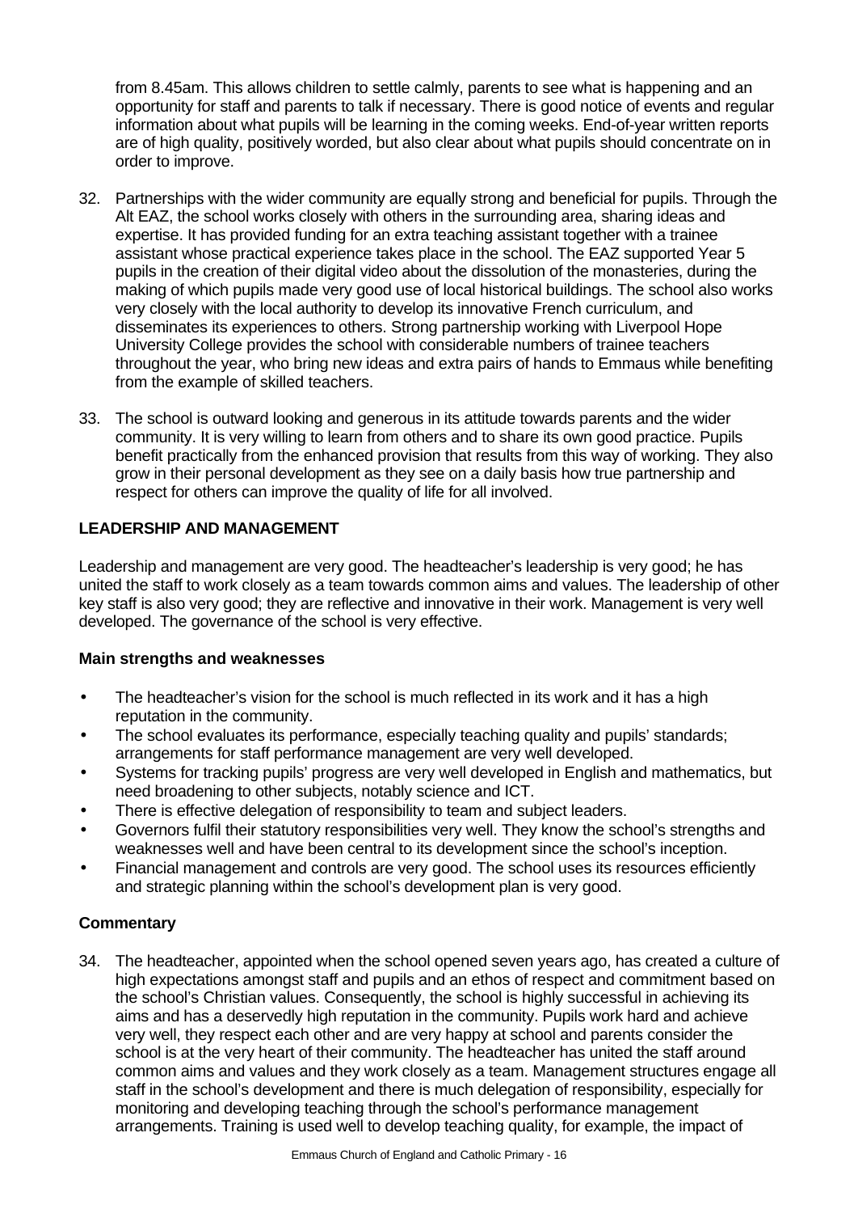from 8.45am. This allows children to settle calmly, parents to see what is happening and an opportunity for staff and parents to talk if necessary. There is good notice of events and regular information about what pupils will be learning in the coming weeks. End-of-year written reports are of high quality, positively worded, but also clear about what pupils should concentrate on in order to improve.

32. Partnerships with the wider community are equally strong and beneficial for pupils. Through the Alt EAZ, the school works closely with others in the surrounding area, sharing ideas and expertise. It has provided funding for an extra teaching assistant together with a trainee assistant whose practical experience takes place in the school. The EAZ supported Year 5 pupils in the creation of their digital video about the dissolution of the monasteries, during the making of which pupils made very good use of local historical buildings. The school also works very closely with the local authority to develop its innovative French curriculum, and disseminates its experiences to others. Strong partnership working with Liverpool Hope University College provides the school with considerable numbers of trainee teachers throughout the year, who bring new ideas and extra pairs of hands to Emmaus while benefiting from the example of skilled teachers.

33. The school is outward looking and generous in its attitude towards parents and the wider community. It is very willing to learn from others and to share its own good practice. Pupils benefit practically from the enhanced provision that results from this way of working. They also grow in their personal development as they see on a daily basis how true partnership and respect for others can improve the quality of life for all involved.

## LEADERSHIP AND MANAGEMENT

Leadership and management are very good. The headteacher's leadership is very good; he has united the staff to work closely as a team towards common aims and values. The leadership of other key staff is also very good; they are reflective and innovative in their work. Management is very well developed. The governance of the school is very effective.

### Main strengths and weaknesses

- The headteacher's vision for the school is much reflected in its work and it has a high reputation in the community.
- The school evaluates its performance, especially teaching quality and pupils' standards; arrangements for staff performance management are very well developed.
- Systems for tracking pupils' progress are very well developed in English and mathematics, but need broadening to other subjects, notably science and ICT.
- There is effective delegation of responsibility to team and subject leaders.
- Governors fulfil their statutory responsibilities very well. They know the school's strengths and weaknesses well and have been central to its development since the school's inception.
- Financial management and controls are very good. The school uses its resources efficiently and strategic planning within the school's development plan is very good.

### Commentary

34. The headteacher, appointed when the school opened seven years ago, has created a culture of high expectations amongst staff and pupils and an ethos of respect and commitment based on the school's Christian values. Consequently, the school is highly successful in achieving its aims and has a deservedly high reputation in the community. Pupils work hard and achieve very well, they respect each other and are very happy at school and parents consider the school is at the very heart of their community. The headteacher has united the staff around common aims and values and they work closely as a team. Management structures engage all staff in the school's development and there is much delegation of responsibility, especially for monitoring and developing teaching through the school's performance management arrangements. Training is used well to develop teaching quality, for example, the impact of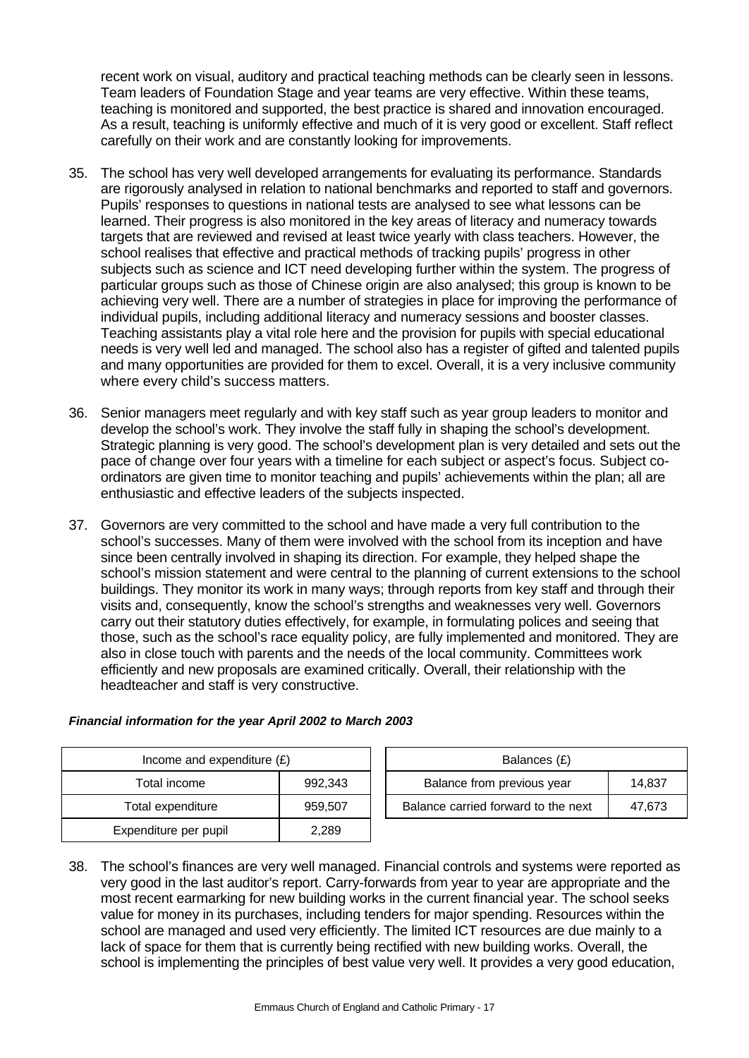recent work on visual, auditory and practical teaching methods can be clearly seen in lessons. Team leaders of Foundation Stage and year teams are very effective. Within these teams, teaching is monitored and supported, the best practice is shared and innovation encouraged. As a result, teaching is uniformly effective and much of it is very good or excellent. Staff reflect carefully on their work and are constantly looking for improvements.

35. The school has very well developed arrangements for evaluating its performance. Standards are rigorously analysed in relation to national benchmarks and reported to staff and governors. Pupils' responses to questions in national tests are analysed to see what lessons can be learned. Their progress is also monitored in the key areas of literacy and numeracy towards targets that are reviewed and revised at least twice yearly with class teachers. However, the school realises that effective and practical methods of tracking pupils' progress in other subjects such as science and ICT need developing further within the system. The progress of particular groups such as those of Chinese origin are also analysed; this group is known to be achieving very well. There are a number of strategies in place for improving the performance of individual pupils, including additional literacy and numeracy sessions and booster classes. Teaching assistants play a vital role here and the provision for pupils with special educational needs is very well led and managed. The school also has a register of gifted and talented pupils and many opportunities are provided for them to excel. Overall, it is a very inclusive community where every child's success matters.

36. Senior managers meet regularly and with key staff such as year group leaders to monitor and develop the school's work. They involve the staff fully in shaping the school's development. Strategic planning is very good. The school's development plan is very detailed and sets out the pace of change over four years with a timeline for each subject or aspect's focus. Subject co-ordinators are given time to monitor teaching and pupils' achievements within the plan; all are enthusiastic and effective leaders of the subjects inspected.

37. Governors are very committed to the school and have made a very full contribution to the school's successes. Many of them were involved with the school from its inception and have since been centrally involved in shaping its direction. For example, they helped shape the school's mission statement and were central to the planning of current extensions to the school buildings. They monitor its work in many ways; through reports from key staff and through their visits and, consequently, know the school's strengths and weaknesses very well. Governors carry out their statutory duties effectively, for example, in formulating polices and seeing that those, such as the school's race equality policy, are fully implemented and monitored. They are also in close touch with parents and the needs of the local community. Committees work efficiently and new proposals are examined critically. Overall, their relationship with the headteacher and staff is very constructive.

***Financial information for the year April 2002 to March 2003***

| Income and expenditure (£) | |
|---|---|
| Total income | 992,343 |
| Total expenditure | 959,507 |
| Expenditure per pupil | 2,289 |

| Balances (£) | |
|---|---|
| Balance from previous year | 14,837 |
| Balance carried forward to the next | 47,673 |

38. The school's finances are very well managed. Financial controls and systems were reported as very good in the last auditor's report. Carry-forwards from year to year are appropriate and the most recent earmarking for new building works in the current financial year. The school seeks value for money in its purchases, including tenders for major spending. Resources within the school are managed and used very efficiently. The limited ICT resources are due mainly to a lack of space for them that is currently being rectified with new building works. Overall, the school is implementing the principles of best value very well. It provides a very good education,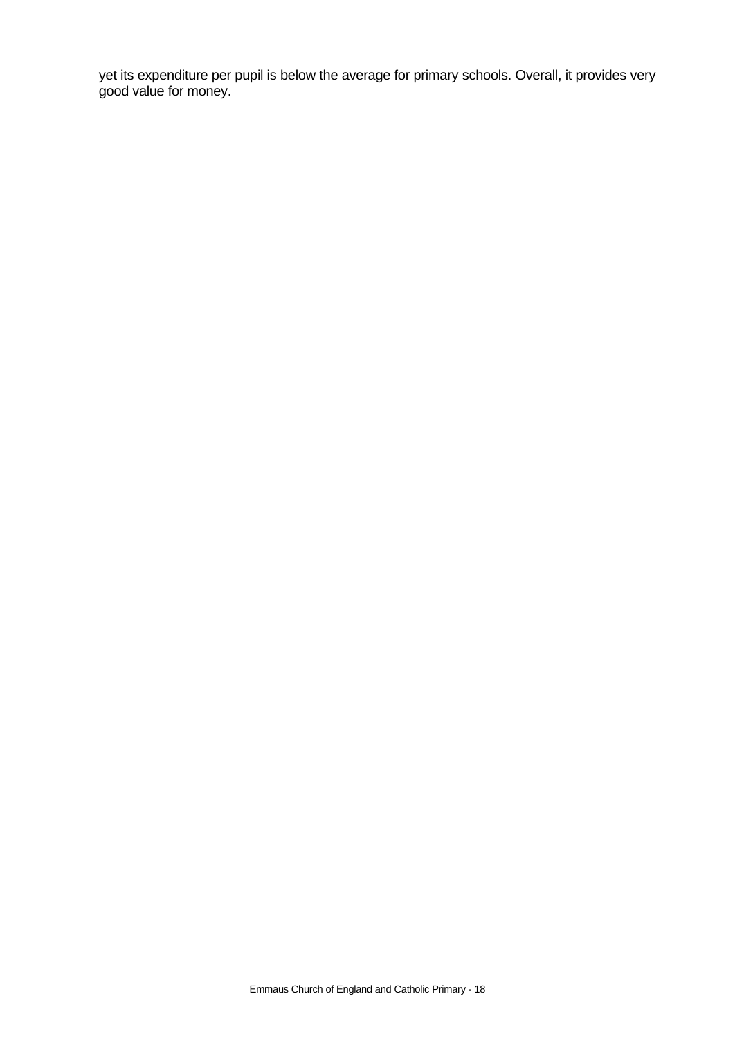yet its expenditure per pupil is below the average for primary schools. Overall, it provides very good value for money.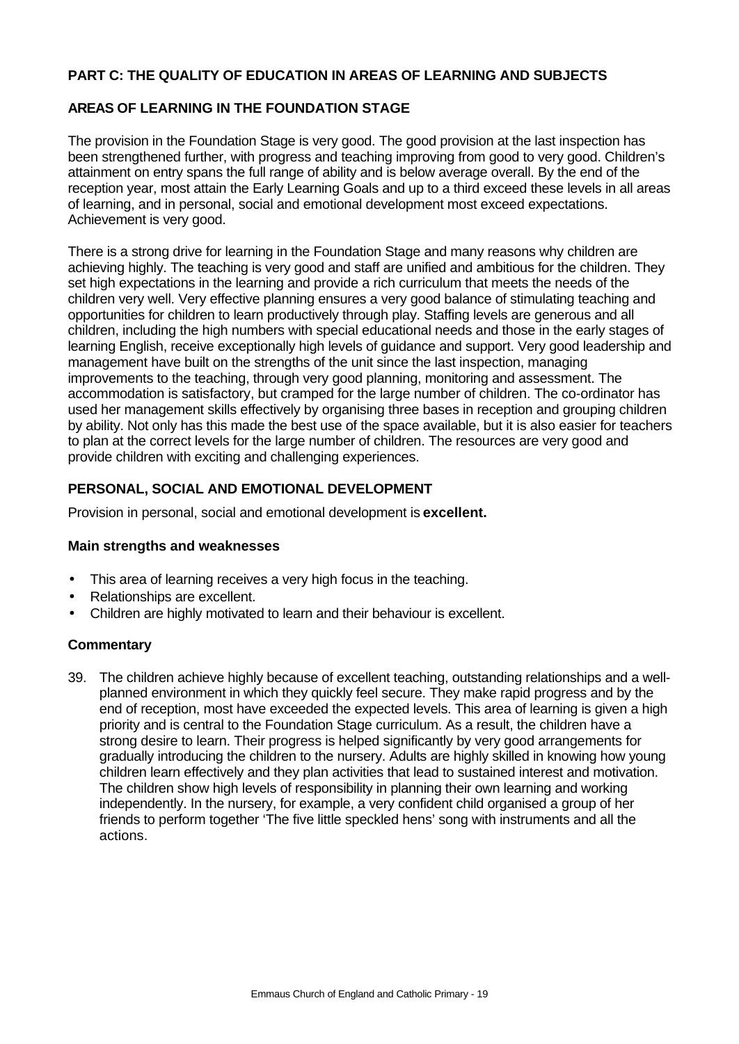## PART C: THE QUALITY OF EDUCATION IN AREAS OF LEARNING AND SUBJECTS

### AREAS OF LEARNING IN THE FOUNDATION STAGE

The provision in the Foundation Stage is very good. The good provision at the last inspection has been strengthened further, with progress and teaching improving from good to very good. Children's attainment on entry spans the full range of ability and is below average overall. By the end of the reception year, most attain the Early Learning Goals and up to a third exceed these levels in all areas of learning, and in personal, social and emotional development most exceed expectations. Achievement is very good.

There is a strong drive for learning in the Foundation Stage and many reasons why children are achieving highly. The teaching is very good and staff are unified and ambitious for the children. They set high expectations in the learning and provide a rich curriculum that meets the needs of the children very well. Very effective planning ensures a very good balance of stimulating teaching and opportunities for children to learn productively through play. Staffing levels are generous and all children, including the high numbers with special educational needs and those in the early stages of learning English, receive exceptionally high levels of guidance and support. Very good leadership and management have built on the strengths of the unit since the last inspection, managing improvements to the teaching, through very good planning, monitoring and assessment. The accommodation is satisfactory, but cramped for the large number of children. The co-ordinator has used her management skills effectively by organising three bases in reception and grouping children by ability. Not only has this made the best use of the space available, but it is also easier for teachers to plan at the correct levels for the large number of children. The resources are very good and provide children with exciting and challenging experiences.

### PERSONAL, SOCIAL AND EMOTIONAL DEVELOPMENT

Provision in personal, social and emotional development is **excellent.**

#### Main strengths and weaknesses

- This area of learning receives a very high focus in the teaching.
- Relationships are excellent.
- Children are highly motivated to learn and their behaviour is excellent.

#### Commentary

39. The children achieve highly because of excellent teaching, outstanding relationships and a well-planned environment in which they quickly feel secure. They make rapid progress and by the end of reception, most have exceeded the expected levels. This area of learning is given a high priority and is central to the Foundation Stage curriculum. As a result, the children have a strong desire to learn. Their progress is helped significantly by very good arrangements for gradually introducing the children to the nursery. Adults are highly skilled in knowing how young children learn effectively and they plan activities that lead to sustained interest and motivation. The children show high levels of responsibility in planning their own learning and working independently. In the nursery, for example, a very confident child organised a group of her friends to perform together 'The five little speckled hens' song with instruments and all the actions.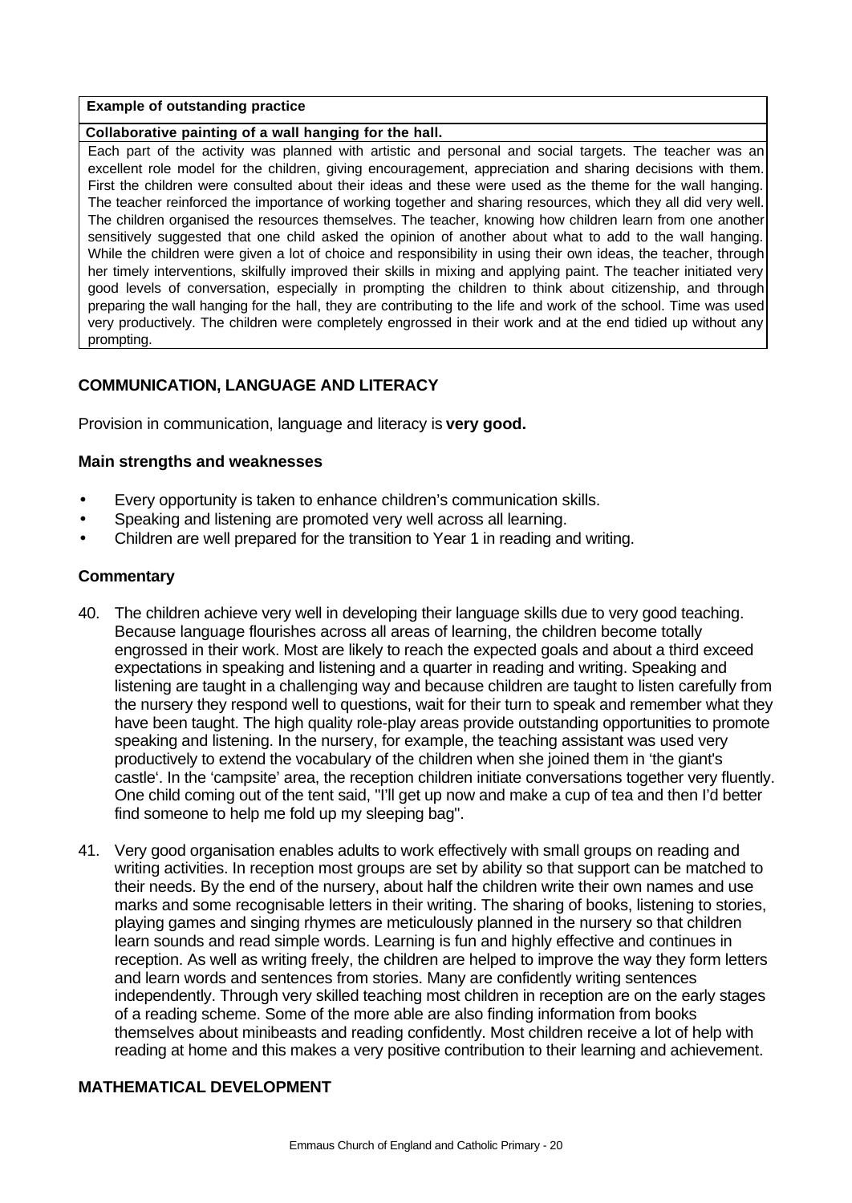| **Example of outstanding practice** |
| --- |
| **Collaborative painting of a wall hanging for the hall.** |
| Each part of the activity was planned with artistic and personal and social targets. The teacher was an excellent role model for the children, giving encouragement, appreciation and sharing decisions with them. First the children were consulted about their ideas and these were used as the theme for the wall hanging. The teacher reinforced the importance of working together and sharing resources, which they all did very well. The children organised the resources themselves. The teacher, knowing how children learn from one another sensitively suggested that one child asked the opinion of another about what to add to the wall hanging. While the children were given a lot of choice and responsibility in using their own ideas, the teacher, through her timely interventions, skilfully improved their skills in mixing and applying paint. The teacher initiated very good levels of conversation, especially in prompting the children to think about citizenship, and through preparing the wall hanging for the hall, they are contributing to the life and work of the school. Time was used very productively. The children were completely engrossed in their work and at the end tidied up without any prompting. |

## COMMUNICATION, LANGUAGE AND LITERACY

Provision in communication, language and literacy is **very good.**

### Main strengths and weaknesses

- Every opportunity is taken to enhance children's communication skills.
- Speaking and listening are promoted very well across all learning.
- Children are well prepared for the transition to Year 1 in reading and writing.

### Commentary

40. The children achieve very well in developing their language skills due to very good teaching. Because language flourishes across all areas of learning, the children become totally engrossed in their work. Most are likely to reach the expected goals and about a third exceed expectations in speaking and listening and a quarter in reading and writing. Speaking and listening are taught in a challenging way and because children are taught to listen carefully from the nursery they respond well to questions, wait for their turn to speak and remember what they have been taught. The high quality role-play areas provide outstanding opportunities to promote speaking and listening. In the nursery, for example, the teaching assistant was used very productively to extend the vocabulary of the children when she joined them in 'the giant's castle'. In the 'campsite' area, the reception children initiate conversations together very fluently. One child coming out of the tent said, "I'll get up now and make a cup of tea and then I'd better find someone to help me fold up my sleeping bag".

41. Very good organisation enables adults to work effectively with small groups on reading and writing activities. In reception most groups are set by ability so that support can be matched to their needs. By the end of the nursery, about half the children write their own names and use marks and some recognisable letters in their writing. The sharing of books, listening to stories, playing games and singing rhymes are meticulously planned in the nursery so that children learn sounds and read simple words. Learning is fun and highly effective and continues in reception. As well as writing freely, the children are helped to improve the way they form letters and learn words and sentences from stories. Many are confidently writing sentences independently. Through very skilled teaching most children in reception are on the early stages of a reading scheme. Some of the more able are also finding information from books themselves about minibeasts and reading confidently. Most children receive a lot of help with reading at home and this makes a very positive contribution to their learning and achievement.

## MATHEMATICAL DEVELOPMENT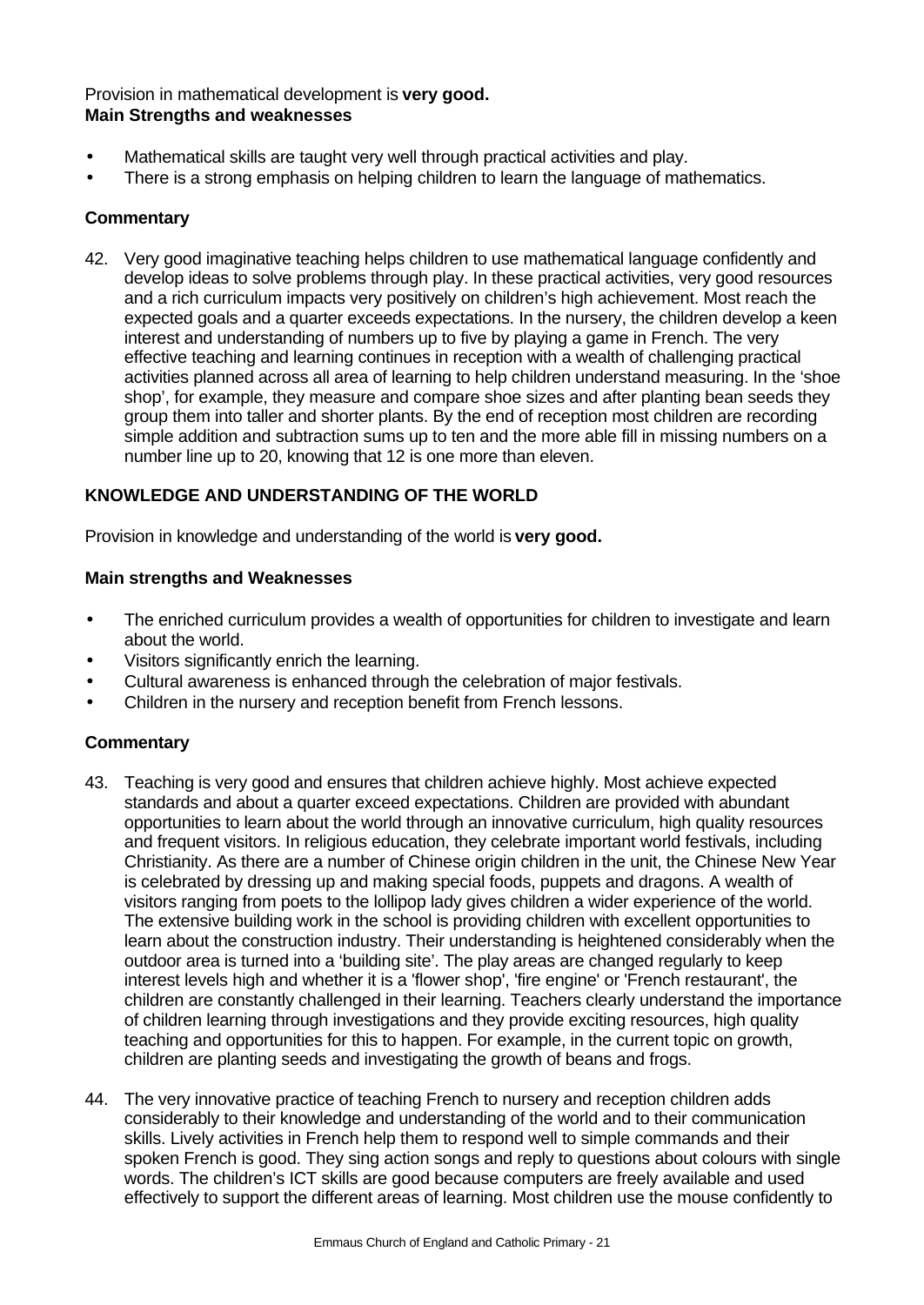Provision in mathematical development is **very good.**
**Main Strengths and weaknesses**

- Mathematical skills are taught very well through practical activities and play.
- There is a strong emphasis on helping children to learn the language of mathematics.

**Commentary**

42. Very good imaginative teaching helps children to use mathematical language confidently and develop ideas to solve problems through play. In these practical activities, very good resources and a rich curriculum impacts very positively on children's high achievement. Most reach the expected goals and a quarter exceeds expectations. In the nursery, the children develop a keen interest and understanding of numbers up to five by playing a game in French. The very effective teaching and learning continues in reception with a wealth of challenging practical activities planned across all area of learning to help children understand measuring. In the 'shoe shop', for example, they measure and compare shoe sizes and after planting bean seeds they group them into taller and shorter plants. By the end of reception most children are recording simple addition and subtraction sums up to ten and the more able fill in missing numbers on a number line up to 20, knowing that 12 is one more than eleven.

**KNOWLEDGE AND UNDERSTANDING OF THE WORLD**

Provision in knowledge and understanding of the world is **very good.**

**Main strengths and Weaknesses**

- The enriched curriculum provides a wealth of opportunities for children to investigate and learn about the world.
- Visitors significantly enrich the learning.
- Cultural awareness is enhanced through the celebration of major festivals.
- Children in the nursery and reception benefit from French lessons.

**Commentary**

43. Teaching is very good and ensures that children achieve highly. Most achieve expected standards and about a quarter exceed expectations. Children are provided with abundant opportunities to learn about the world through an innovative curriculum, high quality resources and frequent visitors. In religious education, they celebrate important world festivals, including Christianity. As there are a number of Chinese origin children in the unit, the Chinese New Year is celebrated by dressing up and making special foods, puppets and dragons. A wealth of visitors ranging from poets to the lollipop lady gives children a wider experience of the world. The extensive building work in the school is providing children with excellent opportunities to learn about the construction industry. Their understanding is heightened considerably when the outdoor area is turned into a 'building site'. The play areas are changed regularly to keep interest levels high and whether it is a 'flower shop', 'fire engine' or 'French restaurant', the children are constantly challenged in their learning. Teachers clearly understand the importance of children learning through investigations and they provide exciting resources, high quality teaching and opportunities for this to happen. For example, in the current topic on growth, children are planting seeds and investigating the growth of beans and frogs.

44. The very innovative practice of teaching French to nursery and reception children adds considerably to their knowledge and understanding of the world and to their communication skills. Lively activities in French help them to respond well to simple commands and their spoken French is good. They sing action songs and reply to questions about colours with single words. The children's ICT skills are good because computers are freely available and used effectively to support the different areas of learning. Most children use the mouse confidently to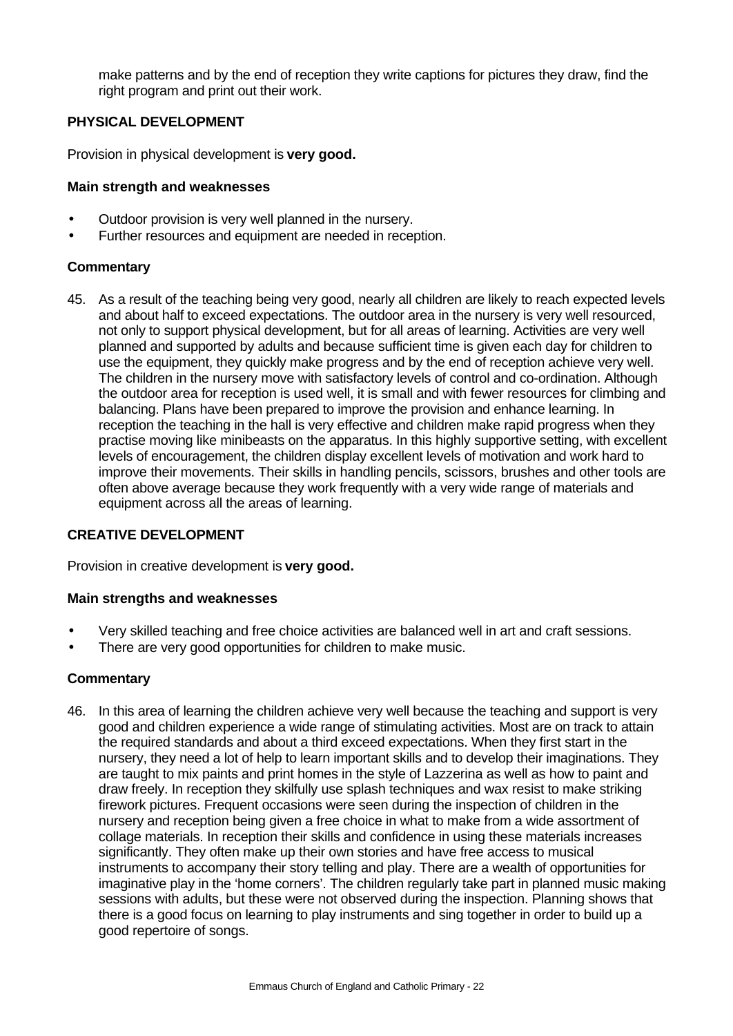make patterns and by the end of reception they write captions for pictures they draw, find the right program and print out their work.

### PHYSICAL DEVELOPMENT

Provision in physical development is **very good.**

#### Main strength and weaknesses

- Outdoor provision is very well planned in the nursery.
- Further resources and equipment are needed in reception.

#### Commentary

45. As a result of the teaching being very good, nearly all children are likely to reach expected levels and about half to exceed expectations. The outdoor area in the nursery is very well resourced, not only to support physical development, but for all areas of learning. Activities are very well planned and supported by adults and because sufficient time is given each day for children to use the equipment, they quickly make progress and by the end of reception achieve very well. The children in the nursery move with satisfactory levels of control and co-ordination. Although the outdoor area for reception is used well, it is small and with fewer resources for climbing and balancing. Plans have been prepared to improve the provision and enhance learning. In reception the teaching in the hall is very effective and children make rapid progress when they practise moving like minibeasts on the apparatus. In this highly supportive setting, with excellent levels of encouragement, the children display excellent levels of motivation and work hard to improve their movements. Their skills in handling pencils, scissors, brushes and other tools are often above average because they work frequently with a very wide range of materials and equipment across all the areas of learning.

### CREATIVE DEVELOPMENT

Provision in creative development is **very good.**

#### Main strengths and weaknesses

- Very skilled teaching and free choice activities are balanced well in art and craft sessions.
- There are very good opportunities for children to make music.

#### Commentary

46. In this area of learning the children achieve very well because the teaching and support is very good and children experience a wide range of stimulating activities. Most are on track to attain the required standards and about a third exceed expectations. When they first start in the nursery, they need a lot of help to learn important skills and to develop their imaginations. They are taught to mix paints and print homes in the style of Lazzerina as well as how to paint and draw freely. In reception they skilfully use splash techniques and wax resist to make striking firework pictures. Frequent occasions were seen during the inspection of children in the nursery and reception being given a free choice in what to make from a wide assortment of collage materials. In reception their skills and confidence in using these materials increases significantly. They often make up their own stories and have free access to musical instruments to accompany their story telling and play. There are a wealth of opportunities for imaginative play in the 'home corners'. The children regularly take part in planned music making sessions with adults, but these were not observed during the inspection. Planning shows that there is a good focus on learning to play instruments and sing together in order to build up a good repertoire of songs.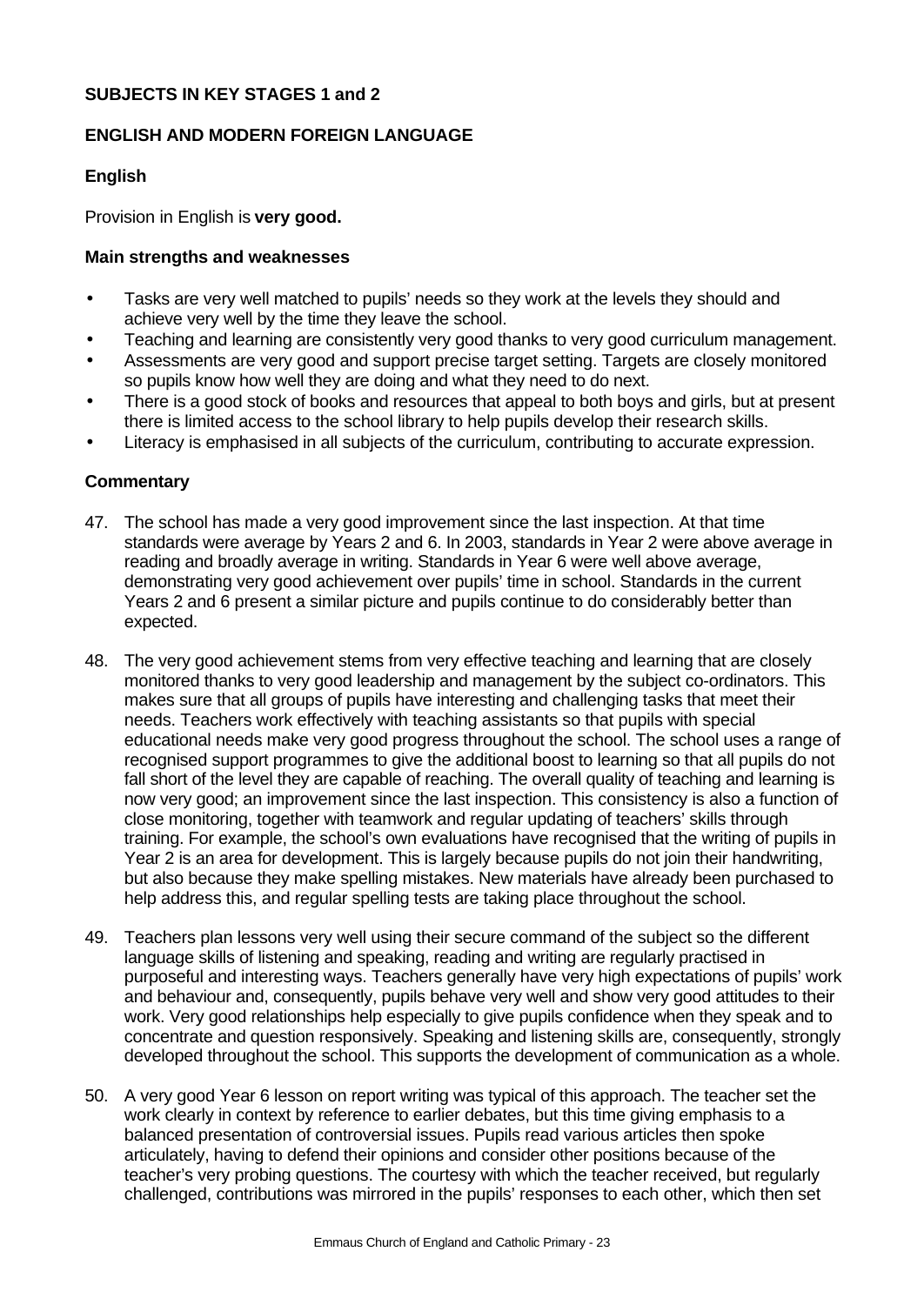## SUBJECTS IN KEY STAGES 1 and 2

### ENGLISH AND MODERN FOREIGN LANGUAGE

#### English

Provision in English is **very good.**

#### Main strengths and weaknesses

- Tasks are very well matched to pupils' needs so they work at the levels they should and achieve very well by the time they leave the school.
- Teaching and learning are consistently very good thanks to very good curriculum management.
- Assessments are very good and support precise target setting. Targets are closely monitored so pupils know how well they are doing and what they need to do next.
- There is a good stock of books and resources that appeal to both boys and girls, but at present there is limited access to the school library to help pupils develop their research skills.
- Literacy is emphasised in all subjects of the curriculum, contributing to accurate expression.

#### Commentary

47. The school has made a very good improvement since the last inspection. At that time standards were average by Years 2 and 6. In 2003, standards in Year 2 were above average in reading and broadly average in writing. Standards in Year 6 were well above average, demonstrating very good achievement over pupils' time in school. Standards in the current Years 2 and 6 present a similar picture and pupils continue to do considerably better than expected.

48. The very good achievement stems from very effective teaching and learning that are closely monitored thanks to very good leadership and management by the subject co-ordinators. This makes sure that all groups of pupils have interesting and challenging tasks that meet their needs. Teachers work effectively with teaching assistants so that pupils with special educational needs make very good progress throughout the school. The school uses a range of recognised support programmes to give the additional boost to learning so that all pupils do not fall short of the level they are capable of reaching. The overall quality of teaching and learning is now very good; an improvement since the last inspection. This consistency is also a function of close monitoring, together with teamwork and regular updating of teachers' skills through training. For example, the school's own evaluations have recognised that the writing of pupils in Year 2 is an area for development. This is largely because pupils do not join their handwriting, but also because they make spelling mistakes. New materials have already been purchased to help address this, and regular spelling tests are taking place throughout the school.

49. Teachers plan lessons very well using their secure command of the subject so the different language skills of listening and speaking, reading and writing are regularly practised in purposeful and interesting ways. Teachers generally have very high expectations of pupils' work and behaviour and, consequently, pupils behave very well and show very good attitudes to their work. Very good relationships help especially to give pupils confidence when they speak and to concentrate and question responsively. Speaking and listening skills are, consequently, strongly developed throughout the school. This supports the development of communication as a whole.

50. A very good Year 6 lesson on report writing was typical of this approach. The teacher set the work clearly in context by reference to earlier debates, but this time giving emphasis to a balanced presentation of controversial issues. Pupils read various articles then spoke articulately, having to defend their opinions and consider other positions because of the teacher's very probing questions. The courtesy with which the teacher received, but regularly challenged, contributions was mirrored in the pupils' responses to each other, which then set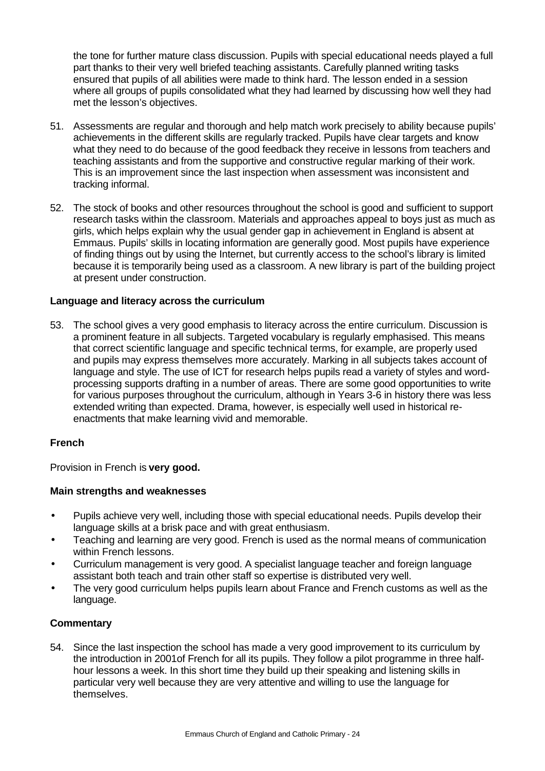the tone for further mature class discussion. Pupils with special educational needs played a full part thanks to their very well briefed teaching assistants. Carefully planned writing tasks ensured that pupils of all abilities were made to think hard. The lesson ended in a session where all groups of pupils consolidated what they had learned by discussing how well they had met the lesson's objectives.

51. Assessments are regular and thorough and help match work precisely to ability because pupils' achievements in the different skills are regularly tracked. Pupils have clear targets and know what they need to do because of the good feedback they receive in lessons from teachers and teaching assistants and from the supportive and constructive regular marking of their work. This is an improvement since the last inspection when assessment was inconsistent and tracking informal.

52. The stock of books and other resources throughout the school is good and sufficient to support research tasks within the classroom. Materials and approaches appeal to boys just as much as girls, which helps explain why the usual gender gap in achievement in England is absent at Emmaus. Pupils' skills in locating information are generally good. Most pupils have experience of finding things out by using the Internet, but currently access to the school's library is limited because it is temporarily being used as a classroom. A new library is part of the building project at present under construction.

**Language and literacy across the curriculum**

53. The school gives a very good emphasis to literacy across the entire curriculum. Discussion is a prominent feature in all subjects. Targeted vocabulary is regularly emphasised. This means that correct scientific language and specific technical terms, for example, are properly used and pupils may express themselves more accurately. Marking in all subjects takes account of language and style. The use of ICT for research helps pupils read a variety of styles and word-processing supports drafting in a number of areas. There are some good opportunities to write for various purposes throughout the curriculum, although in Years 3-6 in history there was less extended writing than expected. Drama, however, is especially well used in historical re-enactments that make learning vivid and memorable.

**French**

Provision in French is **very good.**

**Main strengths and weaknesses**

- Pupils achieve very well, including those with special educational needs. Pupils develop their language skills at a brisk pace and with great enthusiasm.
- Teaching and learning are very good. French is used as the normal means of communication within French lessons.
- Curriculum management is very good. A specialist language teacher and foreign language assistant both teach and train other staff so expertise is distributed very well.
- The very good curriculum helps pupils learn about France and French customs as well as the language.

**Commentary**

54. Since the last inspection the school has made a very good improvement to its curriculum by the introduction in 2001of French for all its pupils. They follow a pilot programme in three half-hour lessons a week. In this short time they build up their speaking and listening skills in particular very well because they are very attentive and willing to use the language for themselves.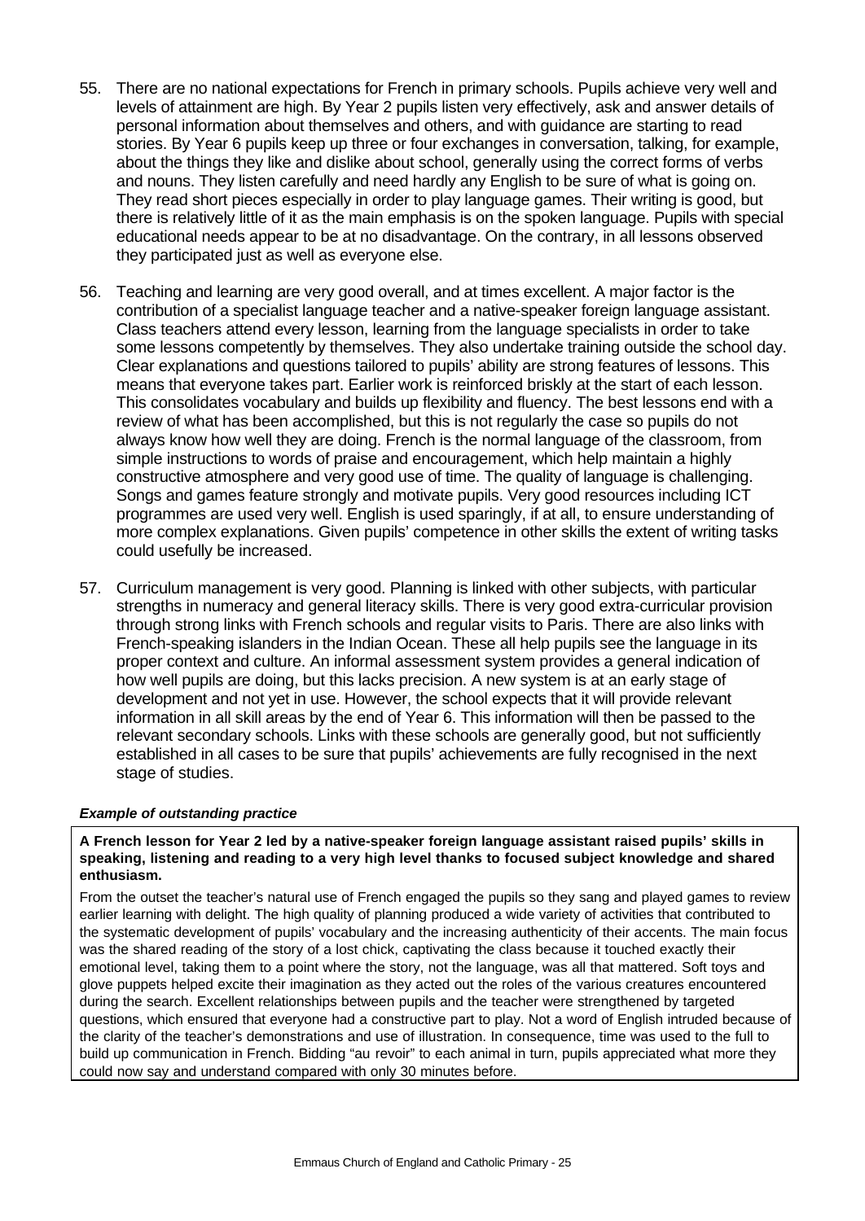55. There are no national expectations for French in primary schools. Pupils achieve very well and levels of attainment are high. By Year 2 pupils listen very effectively, ask and answer details of personal information about themselves and others, and with guidance are starting to read stories. By Year 6 pupils keep up three or four exchanges in conversation, talking, for example, about the things they like and dislike about school, generally using the correct forms of verbs and nouns. They listen carefully and need hardly any English to be sure of what is going on. They read short pieces especially in order to play language games. Their writing is good, but there is relatively little of it as the main emphasis is on the spoken language. Pupils with special educational needs appear to be at no disadvantage. On the contrary, in all lessons observed they participated just as well as everyone else.

56. Teaching and learning are very good overall, and at times excellent. A major factor is the contribution of a specialist language teacher and a native-speaker foreign language assistant. Class teachers attend every lesson, learning from the language specialists in order to take some lessons competently by themselves. They also undertake training outside the school day. Clear explanations and questions tailored to pupils' ability are strong features of lessons. This means that everyone takes part. Earlier work is reinforced briskly at the start of each lesson. This consolidates vocabulary and builds up flexibility and fluency. The best lessons end with a review of what has been accomplished, but this is not regularly the case so pupils do not always know how well they are doing. French is the normal language of the classroom, from simple instructions to words of praise and encouragement, which help maintain a highly constructive atmosphere and very good use of time. The quality of language is challenging. Songs and games feature strongly and motivate pupils. Very good resources including ICT programmes are used very well. English is used sparingly, if at all, to ensure understanding of more complex explanations. Given pupils' competence in other skills the extent of writing tasks could usefully be increased.

57. Curriculum management is very good. Planning is linked with other subjects, with particular strengths in numeracy and general literacy skills. There is very good extra-curricular provision through strong links with French schools and regular visits to Paris. There are also links with French-speaking islanders in the Indian Ocean. These all help pupils see the language in its proper context and culture. An informal assessment system provides a general indication of how well pupils are doing, but this lacks precision. A new system is at an early stage of development and not yet in use. However, the school expects that it will provide relevant information in all skill areas by the end of Year 6. This information will then be passed to the relevant secondary schools. Links with these schools are generally good, but not sufficiently established in all cases to be sure that pupils' achievements are fully recognised in the next stage of studies.

***Example of outstanding practice***

**A French lesson for Year 2 led by a native-speaker foreign language assistant raised pupils' skills in speaking, listening and reading to a very high level thanks to focused subject knowledge and shared enthusiasm.**

From the outset the teacher's natural use of French engaged the pupils so they sang and played games to review earlier learning with delight. The high quality of planning produced a wide variety of activities that contributed to the systematic development of pupils' vocabulary and the increasing authenticity of their accents. The main focus was the shared reading of the story of a lost chick, captivating the class because it touched exactly their emotional level, taking them to a point where the story, not the language, was all that mattered. Soft toys and glove puppets helped excite their imagination as they acted out the roles of the various creatures encountered during the search. Excellent relationships between pupils and the teacher were strengthened by targeted questions, which ensured that everyone had a constructive part to play. Not a word of English intruded because of the clarity of the teacher's demonstrations and use of illustration. In consequence, time was used to the full to build up communication in French. Bidding "au revoir" to each animal in turn, pupils appreciated what more they could now say and understand compared with only 30 minutes before.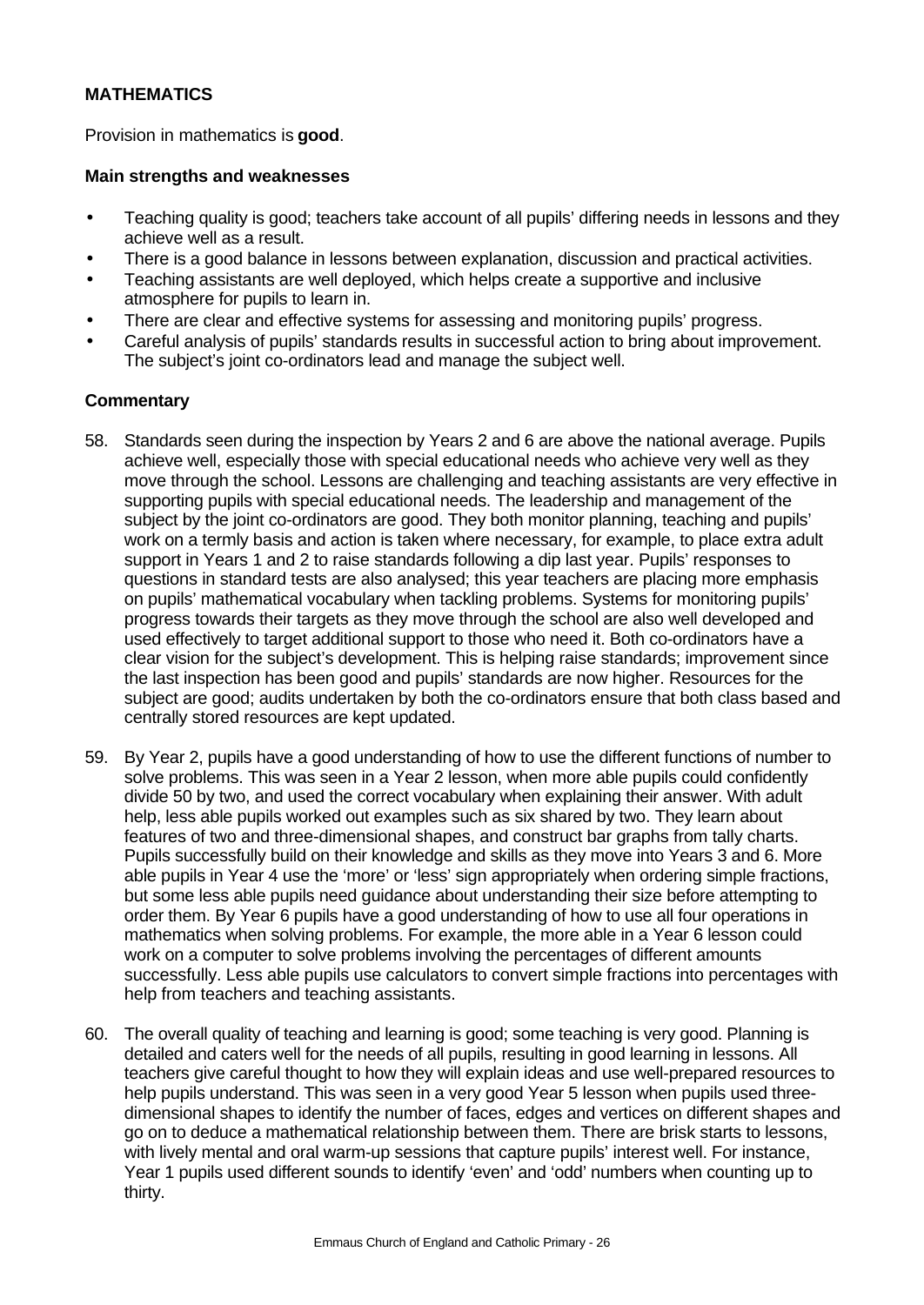**MATHEMATICS**

Provision in mathematics is **good**.

**Main strengths and weaknesses**

- Teaching quality is good; teachers take account of all pupils' differing needs in lessons and they achieve well as a result.
- There is a good balance in lessons between explanation, discussion and practical activities.
- Teaching assistants are well deployed, which helps create a supportive and inclusive atmosphere for pupils to learn in.
- There are clear and effective systems for assessing and monitoring pupils' progress.
- Careful analysis of pupils' standards results in successful action to bring about improvement. The subject's joint co-ordinators lead and manage the subject well.

**Commentary**

58. Standards seen during the inspection by Years 2 and 6 are above the national average. Pupils achieve well, especially those with special educational needs who achieve very well as they move through the school. Lessons are challenging and teaching assistants are very effective in supporting pupils with special educational needs. The leadership and management of the subject by the joint co-ordinators are good. They both monitor planning, teaching and pupils' work on a termly basis and action is taken where necessary, for example, to place extra adult support in Years 1 and 2 to raise standards following a dip last year. Pupils' responses to questions in standard tests are also analysed; this year teachers are placing more emphasis on pupils' mathematical vocabulary when tackling problems. Systems for monitoring pupils' progress towards their targets as they move through the school are also well developed and used effectively to target additional support to those who need it. Both co-ordinators have a clear vision for the subject's development. This is helping raise standards; improvement since the last inspection has been good and pupils' standards are now higher. Resources for the subject are good; audits undertaken by both the co-ordinators ensure that both class based and centrally stored resources are kept updated.

59. By Year 2, pupils have a good understanding of how to use the different functions of number to solve problems. This was seen in a Year 2 lesson, when more able pupils could confidently divide 50 by two, and used the correct vocabulary when explaining their answer. With adult help, less able pupils worked out examples such as six shared by two. They learn about features of two and three-dimensional shapes, and construct bar graphs from tally charts. Pupils successfully build on their knowledge and skills as they move into Years 3 and 6. More able pupils in Year 4 use the 'more' or 'less' sign appropriately when ordering simple fractions, but some less able pupils need guidance about understanding their size before attempting to order them. By Year 6 pupils have a good understanding of how to use all four operations in mathematics when solving problems. For example, the more able in a Year 6 lesson could work on a computer to solve problems involving the percentages of different amounts successfully. Less able pupils use calculators to convert simple fractions into percentages with help from teachers and teaching assistants.

60. The overall quality of teaching and learning is good; some teaching is very good. Planning is detailed and caters well for the needs of all pupils, resulting in good learning in lessons. All teachers give careful thought to how they will explain ideas and use well-prepared resources to help pupils understand. This was seen in a very good Year 5 lesson when pupils used three-dimensional shapes to identify the number of faces, edges and vertices on different shapes and go on to deduce a mathematical relationship between them. There are brisk starts to lessons, with lively mental and oral warm-up sessions that capture pupils' interest well. For instance, Year 1 pupils used different sounds to identify 'even' and 'odd' numbers when counting up to thirty.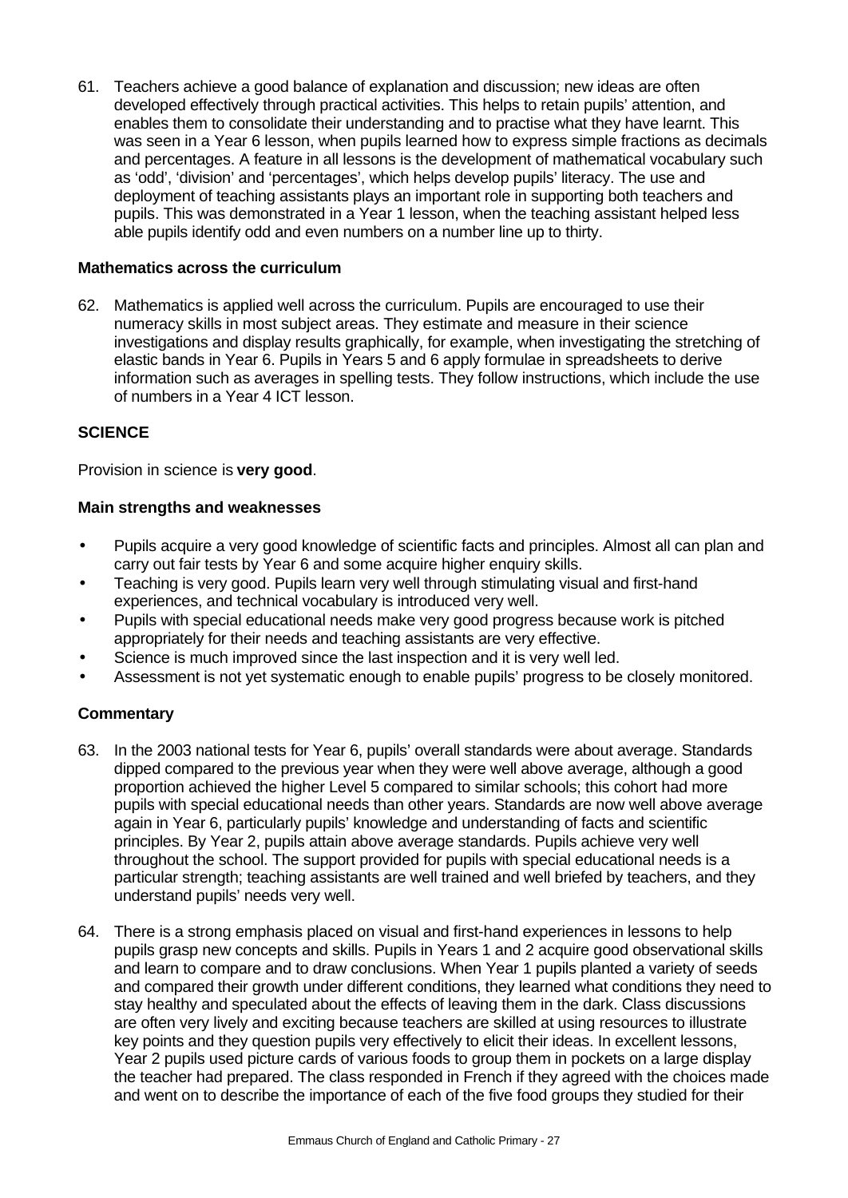61. Teachers achieve a good balance of explanation and discussion; new ideas are often developed effectively through practical activities. This helps to retain pupils' attention, and enables them to consolidate their understanding and to practise what they have learnt. This was seen in a Year 6 lesson, when pupils learned how to express simple fractions as decimals and percentages. A feature in all lessons is the development of mathematical vocabulary such as 'odd', 'division' and 'percentages', which helps develop pupils' literacy. The use and deployment of teaching assistants plays an important role in supporting both teachers and pupils. This was demonstrated in a Year 1 lesson, when the teaching assistant helped less able pupils identify odd and even numbers on a number line up to thirty.

### Mathematics across the curriculum

62. Mathematics is applied well across the curriculum. Pupils are encouraged to use their numeracy skills in most subject areas. They estimate and measure in their science investigations and display results graphically, for example, when investigating the stretching of elastic bands in Year 6. Pupils in Years 5 and 6 apply formulae in spreadsheets to derive information such as averages in spelling tests. They follow instructions, which include the use of numbers in a Year 4 ICT lesson.

## SCIENCE

Provision in science is **very good**.

### Main strengths and weaknesses

- Pupils acquire a very good knowledge of scientific facts and principles. Almost all can plan and carry out fair tests by Year 6 and some acquire higher enquiry skills.
- Teaching is very good. Pupils learn very well through stimulating visual and first-hand experiences, and technical vocabulary is introduced very well.
- Pupils with special educational needs make very good progress because work is pitched appropriately for their needs and teaching assistants are very effective.
- Science is much improved since the last inspection and it is very well led.
- Assessment is not yet systematic enough to enable pupils' progress to be closely monitored.

### Commentary

63. In the 2003 national tests for Year 6, pupils' overall standards were about average. Standards dipped compared to the previous year when they were well above average, although a good proportion achieved the higher Level 5 compared to similar schools; this cohort had more pupils with special educational needs than other years. Standards are now well above average again in Year 6, particularly pupils' knowledge and understanding of facts and scientific principles. By Year 2, pupils attain above average standards. Pupils achieve very well throughout the school. The support provided for pupils with special educational needs is a particular strength; teaching assistants are well trained and well briefed by teachers, and they understand pupils' needs very well.

64. There is a strong emphasis placed on visual and first-hand experiences in lessons to help pupils grasp new concepts and skills. Pupils in Years 1 and 2 acquire good observational skills and learn to compare and to draw conclusions. When Year 1 pupils planted a variety of seeds and compared their growth under different conditions, they learned what conditions they need to stay healthy and speculated about the effects of leaving them in the dark. Class discussions are often very lively and exciting because teachers are skilled at using resources to illustrate key points and they question pupils very effectively to elicit their ideas. In excellent lessons, Year 2 pupils used picture cards of various foods to group them in pockets on a large display the teacher had prepared. The class responded in French if they agreed with the choices made and went on to describe the importance of each of the five food groups they studied for their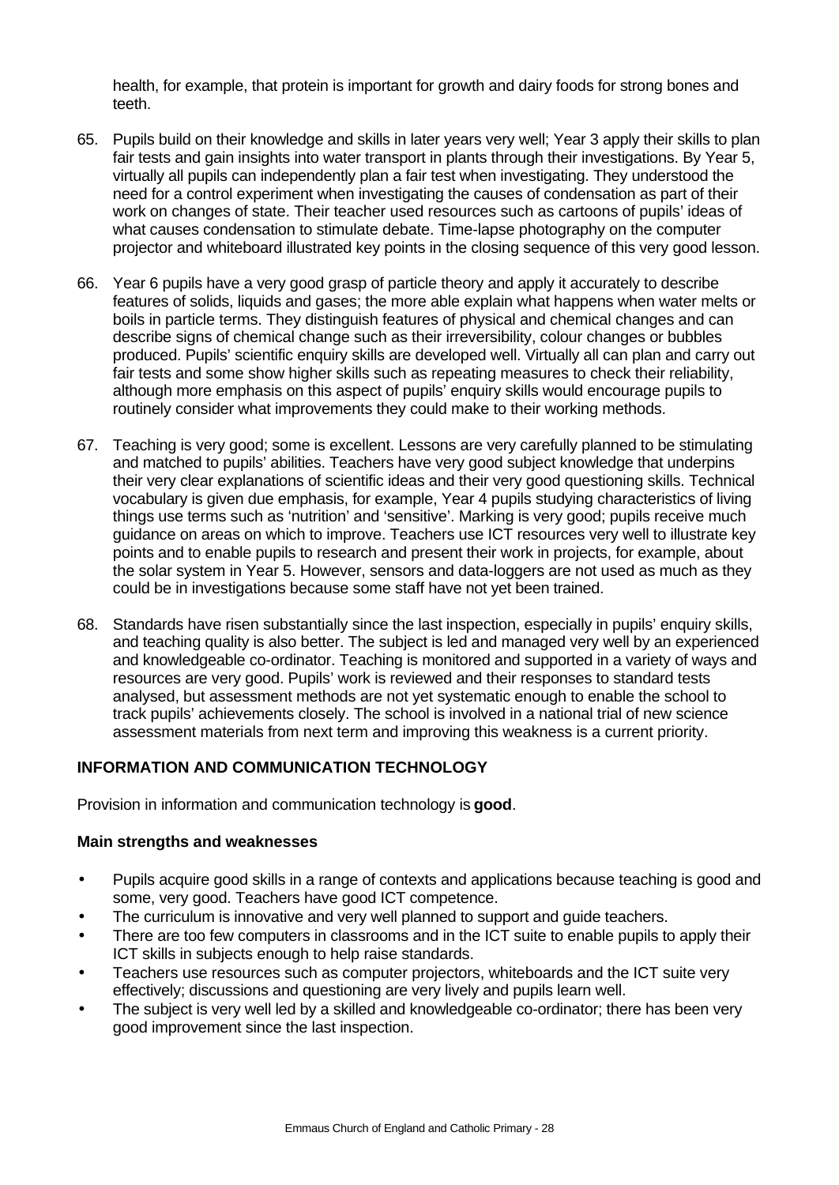health, for example, that protein is important for growth and dairy foods for strong bones and teeth.

65. Pupils build on their knowledge and skills in later years very well; Year 3 apply their skills to plan fair tests and gain insights into water transport in plants through their investigations. By Year 5, virtually all pupils can independently plan a fair test when investigating. They understood the need for a control experiment when investigating the causes of condensation as part of their work on changes of state. Their teacher used resources such as cartoons of pupils' ideas of what causes condensation to stimulate debate. Time-lapse photography on the computer projector and whiteboard illustrated key points in the closing sequence of this very good lesson.

66. Year 6 pupils have a very good grasp of particle theory and apply it accurately to describe features of solids, liquids and gases; the more able explain what happens when water melts or boils in particle terms. They distinguish features of physical and chemical changes and can describe signs of chemical change such as their irreversibility, colour changes or bubbles produced. Pupils' scientific enquiry skills are developed well. Virtually all can plan and carry out fair tests and some show higher skills such as repeating measures to check their reliability, although more emphasis on this aspect of pupils' enquiry skills would encourage pupils to routinely consider what improvements they could make to their working methods.

67. Teaching is very good; some is excellent. Lessons are very carefully planned to be stimulating and matched to pupils' abilities. Teachers have very good subject knowledge that underpins their very clear explanations of scientific ideas and their very good questioning skills. Technical vocabulary is given due emphasis, for example, Year 4 pupils studying characteristics of living things use terms such as 'nutrition' and 'sensitive'. Marking is very good; pupils receive much guidance on areas on which to improve. Teachers use ICT resources very well to illustrate key points and to enable pupils to research and present their work in projects, for example, about the solar system in Year 5. However, sensors and data-loggers are not used as much as they could be in investigations because some staff have not yet been trained.

68. Standards have risen substantially since the last inspection, especially in pupils' enquiry skills, and teaching quality is also better. The subject is led and managed very well by an experienced and knowledgeable co-ordinator. Teaching is monitored and supported in a variety of ways and resources are very good. Pupils' work is reviewed and their responses to standard tests analysed, but assessment methods are not yet systematic enough to enable the school to track pupils' achievements closely. The school is involved in a national trial of new science assessment materials from next term and improving this weakness is a current priority.

## INFORMATION AND COMMUNICATION TECHNOLOGY

Provision in information and communication technology is **good**.

### Main strengths and weaknesses

- Pupils acquire good skills in a range of contexts and applications because teaching is good and some, very good. Teachers have good ICT competence.
- The curriculum is innovative and very well planned to support and guide teachers.
- There are too few computers in classrooms and in the ICT suite to enable pupils to apply their ICT skills in subjects enough to help raise standards.
- Teachers use resources such as computer projectors, whiteboards and the ICT suite very effectively; discussions and questioning are very lively and pupils learn well.
- The subject is very well led by a skilled and knowledgeable co-ordinator; there has been very good improvement since the last inspection.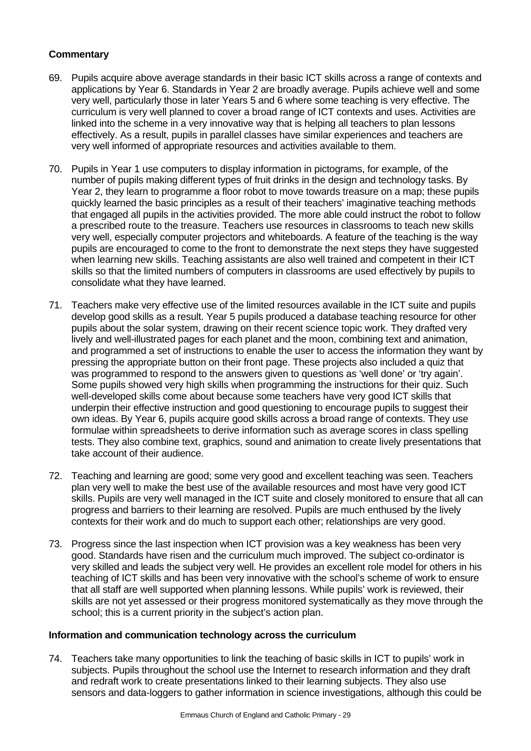**Commentary**

69. Pupils acquire above average standards in their basic ICT skills across a range of contexts and applications by Year 6. Standards in Year 2 are broadly average. Pupils achieve well and some very well, particularly those in later Years 5 and 6 where some teaching is very effective. The curriculum is very well planned to cover a broad range of ICT contexts and uses. Activities are linked into the scheme in a very innovative way that is helping all teachers to plan lessons effectively. As a result, pupils in parallel classes have similar experiences and teachers are very well informed of appropriate resources and activities available to them.

70. Pupils in Year 1 use computers to display information in pictograms, for example, of the number of pupils making different types of fruit drinks in the design and technology tasks. By Year 2, they learn to programme a floor robot to move towards treasure on a map; these pupils quickly learned the basic principles as a result of their teachers' imaginative teaching methods that engaged all pupils in the activities provided. The more able could instruct the robot to follow a prescribed route to the treasure. Teachers use resources in classrooms to teach new skills very well, especially computer projectors and whiteboards. A feature of the teaching is the way pupils are encouraged to come to the front to demonstrate the next steps they have suggested when learning new skills. Teaching assistants are also well trained and competent in their ICT skills so that the limited numbers of computers in classrooms are used effectively by pupils to consolidate what they have learned.

71. Teachers make very effective use of the limited resources available in the ICT suite and pupils develop good skills as a result. Year 5 pupils produced a database teaching resource for other pupils about the solar system, drawing on their recent science topic work. They drafted very lively and well-illustrated pages for each planet and the moon, combining text and animation, and programmed a set of instructions to enable the user to access the information they want by pressing the appropriate button on their front page. These projects also included a quiz that was programmed to respond to the answers given to questions as 'well done' or 'try again'. Some pupils showed very high skills when programming the instructions for their quiz. Such well-developed skills come about because some teachers have very good ICT skills that underpin their effective instruction and good questioning to encourage pupils to suggest their own ideas. By Year 6, pupils acquire good skills across a broad range of contexts. They use formulae within spreadsheets to derive information such as average scores in class spelling tests. They also combine text, graphics, sound and animation to create lively presentations that take account of their audience.

72. Teaching and learning are good; some very good and excellent teaching was seen. Teachers plan very well to make the best use of the available resources and most have very good ICT skills. Pupils are very well managed in the ICT suite and closely monitored to ensure that all can progress and barriers to their learning are resolved. Pupils are much enthused by the lively contexts for their work and do much to support each other; relationships are very good.

73. Progress since the last inspection when ICT provision was a key weakness has been very good. Standards have risen and the curriculum much improved. The subject co-ordinator is very skilled and leads the subject very well. He provides an excellent role model for others in his teaching of ICT skills and has been very innovative with the school's scheme of work to ensure that all staff are well supported when planning lessons. While pupils' work is reviewed, their skills are not yet assessed or their progress monitored systematically as they move through the school; this is a current priority in the subject's action plan.

**Information and communication technology across the curriculum**

74. Teachers take many opportunities to link the teaching of basic skills in ICT to pupils' work in subjects. Pupils throughout the school use the Internet to research information and they draft and redraft work to create presentations linked to their learning subjects. They also use sensors and data-loggers to gather information in science investigations, although this could be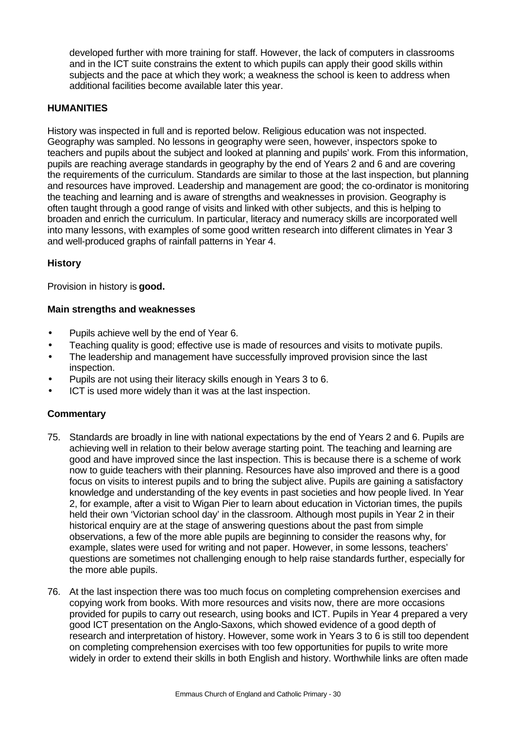developed further with more training for staff. However, the lack of computers in classrooms and in the ICT suite constrains the extent to which pupils can apply their good skills within subjects and the pace at which they work; a weakness the school is keen to address when additional facilities become available later this year.

## HUMANITIES

History was inspected in full and is reported below. Religious education was not inspected. Geography was sampled. No lessons in geography were seen, however, inspectors spoke to teachers and pupils about the subject and looked at planning and pupils' work. From this information, pupils are reaching average standards in geography by the end of Years 2 and 6 and are covering the requirements of the curriculum. Standards are similar to those at the last inspection, but planning and resources have improved. Leadership and management are good; the co-ordinator is monitoring the teaching and learning and is aware of strengths and weaknesses in provision. Geography is often taught through a good range of visits and linked with other subjects, and this is helping to broaden and enrich the curriculum. In particular, literacy and numeracy skills are incorporated well into many lessons, with examples of some good written research into different climates in Year 3 and well-produced graphs of rainfall patterns in Year 4.

### History

Provision in history is **good.**

#### Main strengths and weaknesses

- Pupils achieve well by the end of Year 6.
- Teaching quality is good; effective use is made of resources and visits to motivate pupils.
- The leadership and management have successfully improved provision since the last inspection.
- Pupils are not using their literacy skills enough in Years 3 to 6.
- ICT is used more widely than it was at the last inspection.

#### Commentary

75. Standards are broadly in line with national expectations by the end of Years 2 and 6. Pupils are achieving well in relation to their below average starting point. The teaching and learning are good and have improved since the last inspection. This is because there is a scheme of work now to guide teachers with their planning. Resources have also improved and there is a good focus on visits to interest pupils and to bring the subject alive. Pupils are gaining a satisfactory knowledge and understanding of the key events in past societies and how people lived. In Year 2, for example, after a visit to Wigan Pier to learn about education in Victorian times, the pupils held their own 'Victorian school day' in the classroom. Although most pupils in Year 2 in their historical enquiry are at the stage of answering questions about the past from simple observations, a few of the more able pupils are beginning to consider the reasons why, for example, slates were used for writing and not paper. However, in some lessons, teachers' questions are sometimes not challenging enough to help raise standards further, especially for the more able pupils.

76. At the last inspection there was too much focus on completing comprehension exercises and copying work from books. With more resources and visits now, there are more occasions provided for pupils to carry out research, using books and ICT. Pupils in Year 4 prepared a very good ICT presentation on the Anglo-Saxons, which showed evidence of a good depth of research and interpretation of history. However, some work in Years 3 to 6 is still too dependent on completing comprehension exercises with too few opportunities for pupils to write more widely in order to extend their skills in both English and history. Worthwhile links are often made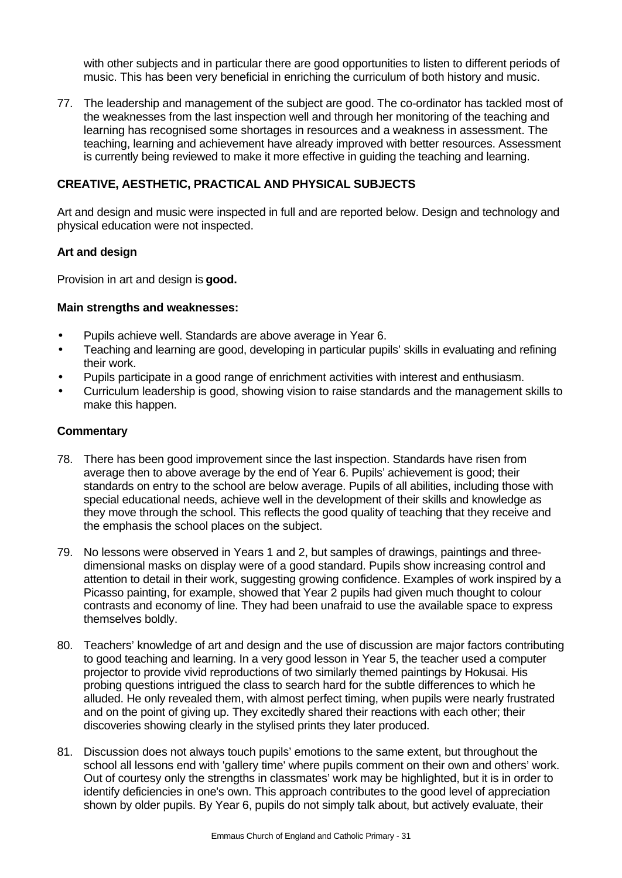with other subjects and in particular there are good opportunities to listen to different periods of music. This has been very beneficial in enriching the curriculum of both history and music.

77. The leadership and management of the subject are good. The co-ordinator has tackled most of the weaknesses from the last inspection well and through her monitoring of the teaching and learning has recognised some shortages in resources and a weakness in assessment. The teaching, learning and achievement have already improved with better resources. Assessment is currently being reviewed to make it more effective in guiding the teaching and learning.

## CREATIVE, AESTHETIC, PRACTICAL AND PHYSICAL SUBJECTS

Art and design and music were inspected in full and are reported below. Design and technology and physical education were not inspected.

### Art and design

Provision in art and design is **good.**

**Main strengths and weaknesses:**

- Pupils achieve well. Standards are above average in Year 6.
- Teaching and learning are good, developing in particular pupils' skills in evaluating and refining their work.
- Pupils participate in a good range of enrichment activities with interest and enthusiasm.
- Curriculum leadership is good, showing vision to raise standards and the management skills to make this happen.

**Commentary**

78. There has been good improvement since the last inspection. Standards have risen from average then to above average by the end of Year 6. Pupils' achievement is good; their standards on entry to the school are below average. Pupils of all abilities, including those with special educational needs, achieve well in the development of their skills and knowledge as they move through the school. This reflects the good quality of teaching that they receive and the emphasis the school places on the subject.

79. No lessons were observed in Years 1 and 2, but samples of drawings, paintings and three-dimensional masks on display were of a good standard. Pupils show increasing control and attention to detail in their work, suggesting growing confidence. Examples of work inspired by a Picasso painting, for example, showed that Year 2 pupils had given much thought to colour contrasts and economy of line. They had been unafraid to use the available space to express themselves boldly.

80. Teachers' knowledge of art and design and the use of discussion are major factors contributing to good teaching and learning. In a very good lesson in Year 5, the teacher used a computer projector to provide vivid reproductions of two similarly themed paintings by Hokusai. His probing questions intrigued the class to search hard for the subtle differences to which he alluded. He only revealed them, with almost perfect timing, when pupils were nearly frustrated and on the point of giving up. They excitedly shared their reactions with each other; their discoveries showing clearly in the stylised prints they later produced.

81. Discussion does not always touch pupils' emotions to the same extent, but throughout the school all lessons end with 'gallery time' where pupils comment on their own and others' work. Out of courtesy only the strengths in classmates' work may be highlighted, but it is in order to identify deficiencies in one's own. This approach contributes to the good level of appreciation shown by older pupils. By Year 6, pupils do not simply talk about, but actively evaluate, their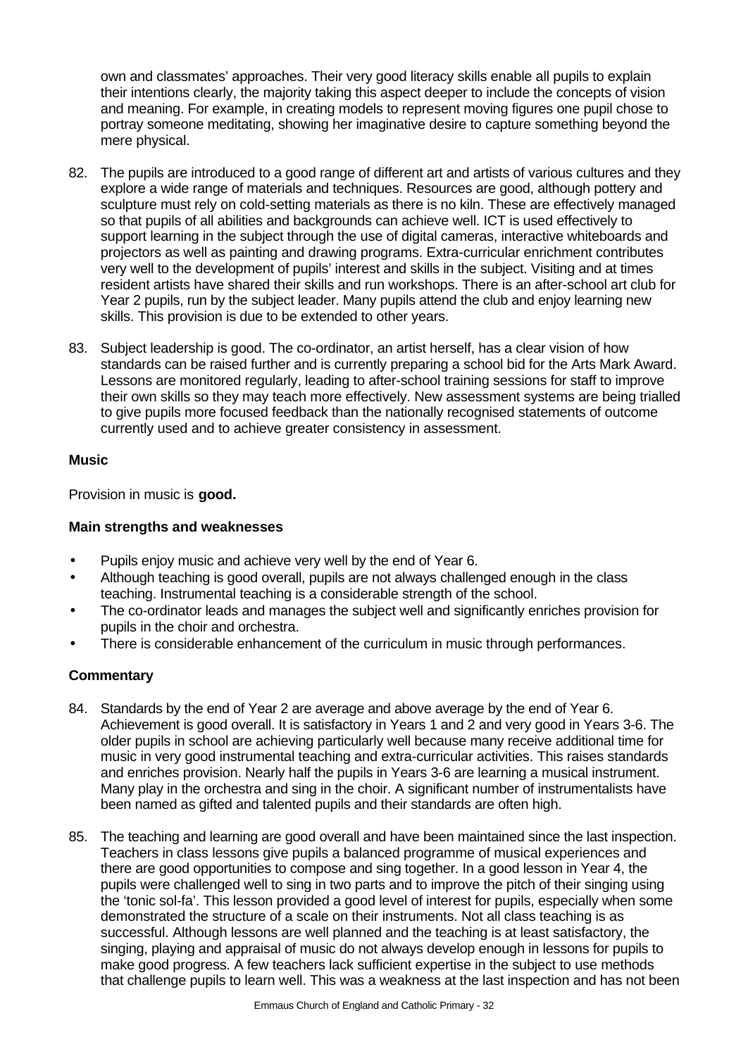own and classmates' approaches. Their very good literacy skills enable all pupils to explain their intentions clearly, the majority taking this aspect deeper to include the concepts of vision and meaning. For example, in creating models to represent moving figures one pupil chose to portray someone meditating, showing her imaginative desire to capture something beyond the mere physical.

82. The pupils are introduced to a good range of different art and artists of various cultures and they explore a wide range of materials and techniques. Resources are good, although pottery and sculpture must rely on cold-setting materials as there is no kiln. These are effectively managed so that pupils of all abilities and backgrounds can achieve well. ICT is used effectively to support learning in the subject through the use of digital cameras, interactive whiteboards and projectors as well as painting and drawing programs. Extra-curricular enrichment contributes very well to the development of pupils' interest and skills in the subject. Visiting and at times resident artists have shared their skills and run workshops. There is an after-school art club for Year 2 pupils, run by the subject leader. Many pupils attend the club and enjoy learning new skills. This provision is due to be extended to other years.

83. Subject leadership is good. The co-ordinator, an artist herself, has a clear vision of how standards can be raised further and is currently preparing a school bid for the Arts Mark Award. Lessons are monitored regularly, leading to after-school training sessions for staff to improve their own skills so they may teach more effectively. New assessment systems are being trialled to give pupils more focused feedback than the nationally recognised statements of outcome currently used and to achieve greater consistency in assessment.

**Music**

Provision in music is **good.**

**Main strengths and weaknesses**

- Pupils enjoy music and achieve very well by the end of Year 6.
- Although teaching is good overall, pupils are not always challenged enough in the class teaching. Instrumental teaching is a considerable strength of the school.
- The co-ordinator leads and manages the subject well and significantly enriches provision for pupils in the choir and orchestra.
- There is considerable enhancement of the curriculum in music through performances.

**Commentary**

84. Standards by the end of Year 2 are average and above average by the end of Year 6. Achievement is good overall. It is satisfactory in Years 1 and 2 and very good in Years 3-6. The older pupils in school are achieving particularly well because many receive additional time for music in very good instrumental teaching and extra-curricular activities. This raises standards and enriches provision. Nearly half the pupils in Years 3-6 are learning a musical instrument. Many play in the orchestra and sing in the choir. A significant number of instrumentalists have been named as gifted and talented pupils and their standards are often high.

85. The teaching and learning are good overall and have been maintained since the last inspection. Teachers in class lessons give pupils a balanced programme of musical experiences and there are good opportunities to compose and sing together. In a good lesson in Year 4, the pupils were challenged well to sing in two parts and to improve the pitch of their singing using the 'tonic sol-fa'. This lesson provided a good level of interest for pupils, especially when some demonstrated the structure of a scale on their instruments. Not all class teaching is as successful. Although lessons are well planned and the teaching is at least satisfactory, the singing, playing and appraisal of music do not always develop enough in lessons for pupils to make good progress. A few teachers lack sufficient expertise in the subject to use methods that challenge pupils to learn well. This was a weakness at the last inspection and has not been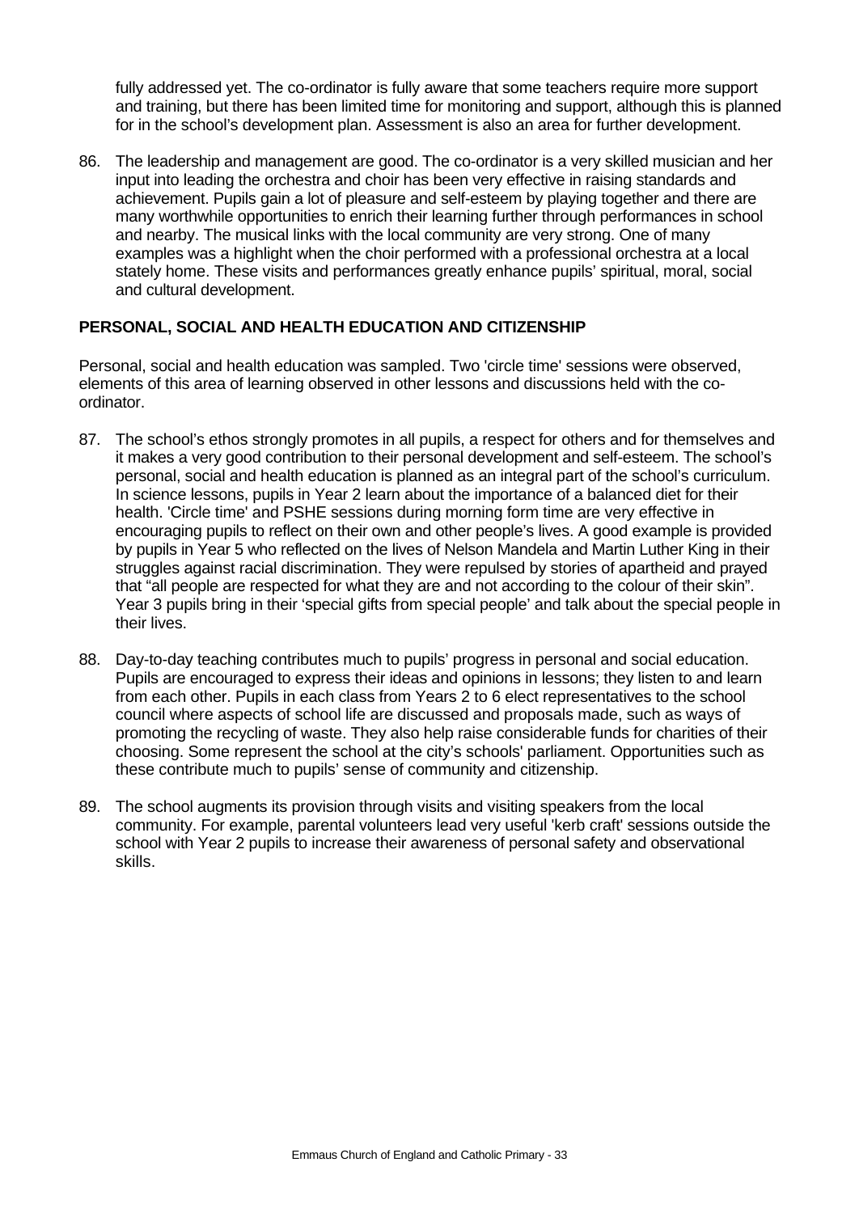fully addressed yet. The co-ordinator is fully aware that some teachers require more support and training, but there has been limited time for monitoring and support, although this is planned for in the school's development plan. Assessment is also an area for further development.

86. The leadership and management are good. The co-ordinator is a very skilled musician and her input into leading the orchestra and choir has been very effective in raising standards and achievement. Pupils gain a lot of pleasure and self-esteem by playing together and there are many worthwhile opportunities to enrich their learning further through performances in school and nearby. The musical links with the local community are very strong. One of many examples was a highlight when the choir performed with a professional orchestra at a local stately home. These visits and performances greatly enhance pupils' spiritual, moral, social and cultural development.

## PERSONAL, SOCIAL AND HEALTH EDUCATION AND CITIZENSHIP

Personal, social and health education was sampled. Two 'circle time' sessions were observed, elements of this area of learning observed in other lessons and discussions held with the co-ordinator.

87. The school's ethos strongly promotes in all pupils, a respect for others and for themselves and it makes a very good contribution to their personal development and self-esteem. The school's personal, social and health education is planned as an integral part of the school's curriculum. In science lessons, pupils in Year 2 learn about the importance of a balanced diet for their health. 'Circle time' and PSHE sessions during morning form time are very effective in encouraging pupils to reflect on their own and other people's lives. A good example is provided by pupils in Year 5 who reflected on the lives of Nelson Mandela and Martin Luther King in their struggles against racial discrimination. They were repulsed by stories of apartheid and prayed that "all people are respected for what they are and not according to the colour of their skin". Year 3 pupils bring in their 'special gifts from special people' and talk about the special people in their lives.

88. Day-to-day teaching contributes much to pupils' progress in personal and social education. Pupils are encouraged to express their ideas and opinions in lessons; they listen to and learn from each other. Pupils in each class from Years 2 to 6 elect representatives to the school council where aspects of school life are discussed and proposals made, such as ways of promoting the recycling of waste. They also help raise considerable funds for charities of their choosing. Some represent the school at the city's schools' parliament. Opportunities such as these contribute much to pupils' sense of community and citizenship.

89. The school augments its provision through visits and visiting speakers from the local community. For example, parental volunteers lead very useful 'kerb craft' sessions outside the school with Year 2 pupils to increase their awareness of personal safety and observational skills.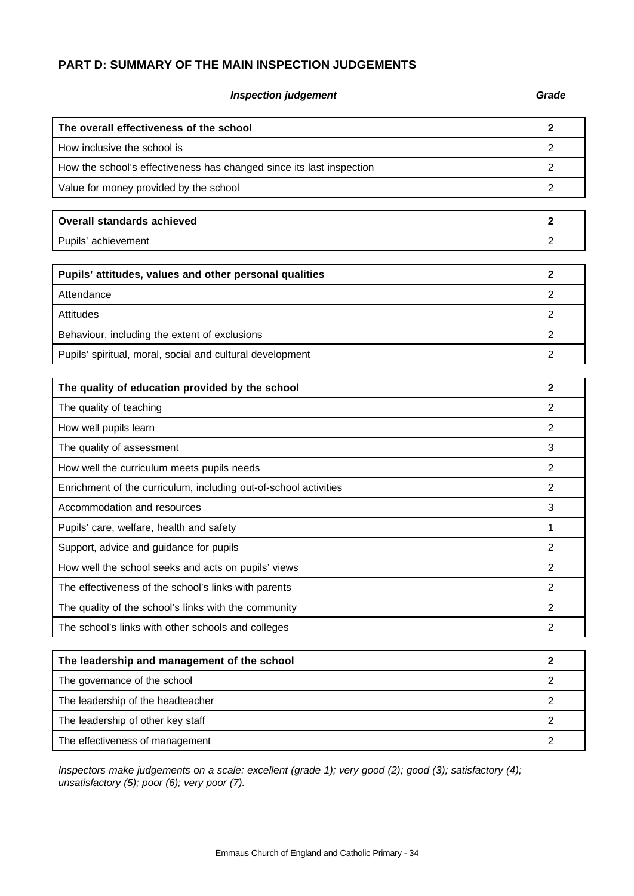## PART D: SUMMARY OF THE MAIN INSPECTION JUDGEMENTS

| ***Inspection judgement*** | ***Grade*** |
|---|---|
| **The overall effectiveness of the school** | **2** |
| How inclusive the school is | 2 |
| How the school's effectiveness has changed since its last inspection | 2 |
| Value for money provided by the school | 2 |
| **Overall standards achieved** | **2** |
| Pupils' achievement | 2 |
| **Pupils' attitudes, values and other personal qualities** | **2** |
| Attendance | 2 |
| Attitudes | 2 |
| Behaviour, including the extent of exclusions | 2 |
| Pupils' spiritual, moral, social and cultural development | 2 |
| **The quality of education provided by the school** | **2** |
| The quality of teaching | 2 |
| How well pupils learn | 2 |
| The quality of assessment | 3 |
| How well the curriculum meets pupils needs | 2 |
| Enrichment of the curriculum, including out-of-school activities | 2 |
| Accommodation and resources | 3 |
| Pupils' care, welfare, health and safety | 1 |
| Support, advice and guidance for pupils | 2 |
| How well the school seeks and acts on pupils' views | 2 |
| The effectiveness of the school's links with parents | 2 |
| The quality of the school's links with the community | 2 |
| The school's links with other schools and colleges | 2 |
| **The leadership and management of the school** | **2** |
| The governance of the school | 2 |
| The leadership of the headteacher | 2 |
| The leadership of other key staff | 2 |
| The effectiveness of management | 2 |

*Inspectors make judgements on a scale: excellent (grade 1); very good (2); good (3); satisfactory (4); unsatisfactory (5); poor (6); very poor (7).*